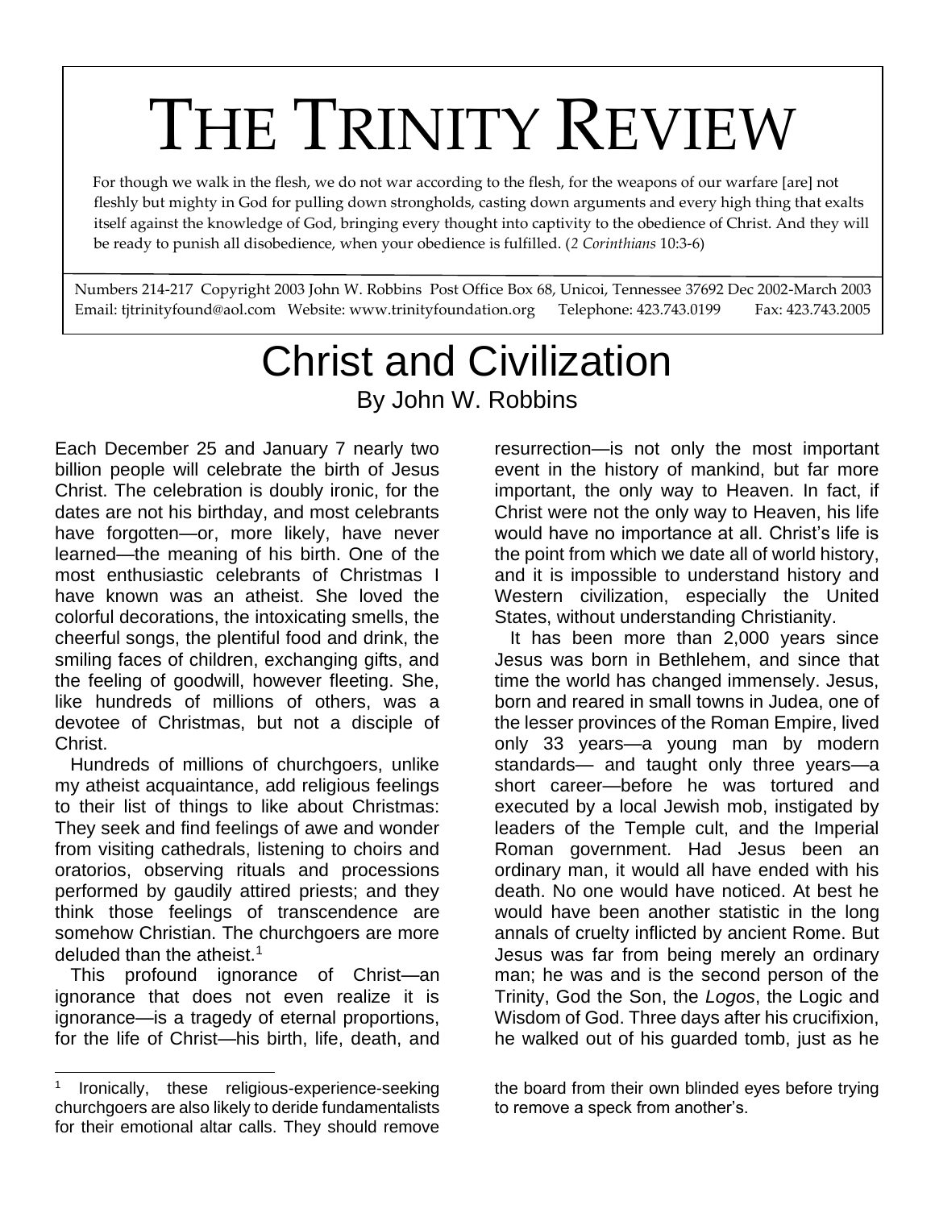# THE TRINITY REVIEW

For though we walk in the flesh, we do not war according to the flesh, for the weapons of our warfare [are] not fleshly but mighty in God for pulling down strongholds, casting down arguments and every high thing that exalts itself against the knowledge of God, bringing every thought into captivity to the obedience of Christ. And they will be ready to punish all disobedience, when your obedience is fulfilled. (*2 Corinthians* 10:3-6)

Numbers 214-217 Copyright 2003 John W. Robbins Post Office Box 68, Unicoi, Tennessee 37692 Dec 2002-March 2003
Email: tjtrinityfound@aol.com Website: www.trinityfoundation.org Telephone: 423.743.0199 Fax: 423.743.2005

## Christ and Civilization

By John W. Robbins

Each December 25 and January 7 nearly two billion people will celebrate the birth of Jesus Christ. The celebration is doubly ironic, for the dates are not his birthday, and most celebrants have forgotten—or, more likely, have never learned—the meaning of his birth. One of the most enthusiastic celebrants of Christmas I have known was an atheist. She loved the colorful decorations, the intoxicating smells, the cheerful songs, the plentiful food and drink, the smiling faces of children, exchanging gifts, and the feeling of goodwill, however fleeting. She, like hundreds of millions of others, was a devotee of Christmas, but not a disciple of Christ.

Hundreds of millions of churchgoers, unlike my atheist acquaintance, add religious feelings to their list of things to like about Christmas: They seek and find feelings of awe and wonder from visiting cathedrals, listening to choirs and oratorios, observing rituals and processions performed by gaudily attired priests; and they think those feelings of transcendence are somehow Christian. The churchgoers are more deluded than the atheist.[1]

This profound ignorance of Christ—an ignorance that does not even realize it is ignorance—is a tragedy of eternal proportions, for the life of Christ—his birth, life, death, and resurrection—is not only the most important event in the history of mankind, but far more important, the only way to Heaven. In fact, if Christ were not the only way to Heaven, his life would have no importance at all. Christ's life is the point from which we date all of world history, and it is impossible to understand history and Western civilization, especially the United States, without understanding Christianity.

It has been more than 2,000 years since Jesus was born in Bethlehem, and since that time the world has changed immensely. Jesus, born and reared in small towns in Judea, one of the lesser provinces of the Roman Empire, lived only 33 years—a young man by modern standards— and taught only three years—a short career—before he was tortured and executed by a local Jewish mob, instigated by leaders of the Temple cult, and the Imperial Roman government. Had Jesus been an ordinary man, it would all have ended with his death. No one would have noticed. At best he would have been another statistic in the long annals of cruelty inflicted by ancient Rome. But Jesus was far from being merely an ordinary man; he was and is the second person of the Trinity, God the Son, the *Logos*, the Logic and Wisdom of God. Three days after his crucifixion, he walked out of his guarded tomb, just as he

---

[1] Ironically, these religious-experience-seeking churchgoers are also likely to deride fundamentalists for their emotional altar calls. They should remove the board from their own blinded eyes before trying to remove a speck from another's.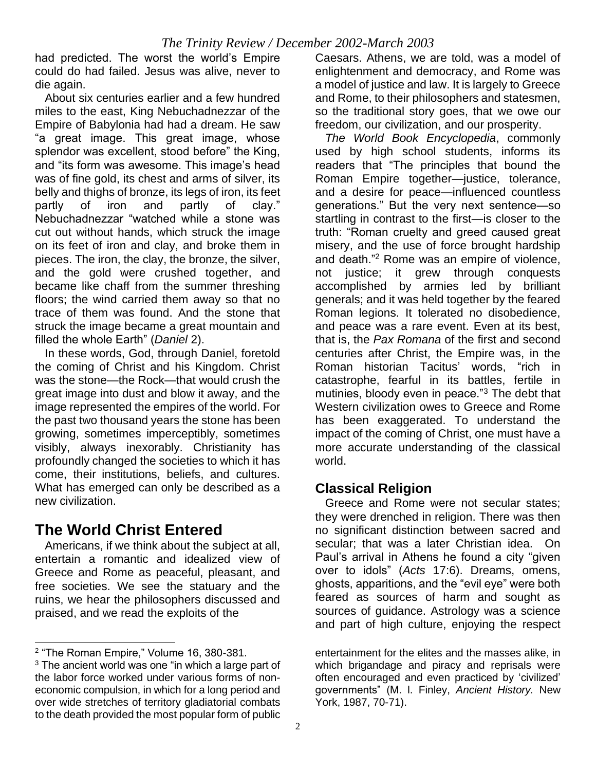had predicted. The worst the world's Empire could do had failed. Jesus was alive, never to die again.

About six centuries earlier and a few hundred miles to the east, King Nebuchadnezzar of the Empire of Babylonia had had a dream. He saw "a great image. This great image, whose splendor was excellent, stood before" the King, and "its form was awesome. This image's head was of fine gold, its chest and arms of silver, its belly and thighs of bronze, its legs of iron, its feet partly of iron and partly of clay." Nebuchadnezzar "watched while a stone was cut out without hands, which struck the image on its feet of iron and clay, and broke them in pieces. The iron, the clay, the bronze, the silver, and the gold were crushed together, and became like chaff from the summer threshing floors; the wind carried them away so that no trace of them was found. And the stone that struck the image became a great mountain and filled the whole Earth" (*Daniel* 2).

In these words, God, through Daniel, foretold the coming of Christ and his Kingdom. Christ was the stone—the Rock—that would crush the great image into dust and blow it away, and the image represented the empires of the world. For the past two thousand years the stone has been growing, sometimes imperceptibly, sometimes visibly, always inexorably. Christianity has profoundly changed the societies to which it has come, their institutions, beliefs, and cultures. What has emerged can only be described as a new civilization.

## The World Christ Entered

Americans, if we think about the subject at all, entertain a romantic and idealized view of Greece and Rome as peaceful, pleasant, and free societies. We see the statuary and the ruins, we hear the philosophers discussed and praised, and we read the exploits of the Caesars. Athens, we are told, was a model of enlightenment and democracy, and Rome was a model of justice and law. It is largely to Greece and Rome, to their philosophers and statesmen, so the traditional story goes, that we owe our freedom, our civilization, and our prosperity.

*The World Book Encyclopedia*, commonly used by high school students, informs its readers that "The principles that bound the Roman Empire together—justice, tolerance, and a desire for peace—influenced countless generations." But the very next sentence—so startling in contrast to the first—is closer to the truth: "Roman cruelty and greed caused great misery, and the use of force brought hardship and death."[2] Rome was an empire of violence, not justice; it grew through conquests accomplished by armies led by brilliant generals; and it was held together by the feared Roman legions. It tolerated no disobedience, and peace was a rare event. Even at its best, that is, the *Pax Romana* of the first and second centuries after Christ, the Empire was, in the Roman historian Tacitus' words, "rich in catastrophe, fearful in its battles, fertile in mutinies, bloody even in peace."[3] The debt that Western civilization owes to Greece and Rome has been exaggerated. To understand the impact of the coming of Christ, one must have a more accurate understanding of the classical world.

### Classical Religion

Greece and Rome were not secular states; they were drenched in religion. There was then no significant distinction between sacred and secular; that was a later Christian idea. On Paul's arrival in Athens he found a city "given over to idols" (*Acts* 17:6). Dreams, omens, ghosts, apparitions, and the "evil eye" were both feared as sources of harm and sought as sources of guidance. Astrology was a science and part of high culture, enjoying the respect

---

[2] "The Roman Empire," Volume 16, 380-381.

[3] The ancient world was one "in which a large part of the labor force worked under various forms of non-economic compulsion, in which for a long period and over wide stretches of territory gladiatorial combats to the death provided the most popular form of public entertainment for the elites and the masses alike, in which brigandage and piracy and reprisals were often encouraged and even practiced by 'civilized' governments" (M. I. Finley, *Ancient History.* New York, 1987, 70-71).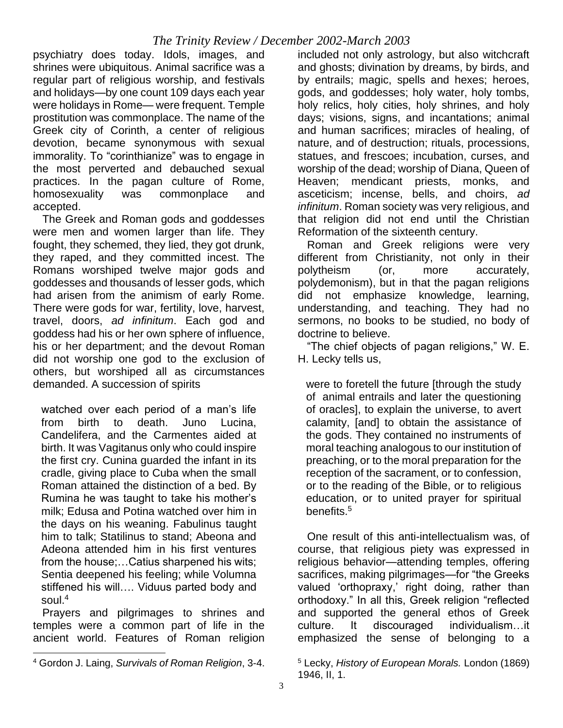psychiatry does today. Idols, images, and shrines were ubiquitous. Animal sacrifice was a regular part of religious worship, and festivals and holidays—by one count 109 days each year were holidays in Rome— were frequent. Temple prostitution was commonplace. The name of the Greek city of Corinth, a center of religious devotion, became synonymous with sexual immorality. To "corinthianize" was to engage in the most perverted and debauched sexual practices. In the pagan culture of Rome, homosexuality was commonplace and accepted.

The Greek and Roman gods and goddesses were men and women larger than life. They fought, they schemed, they lied, they got drunk, they raped, and they committed incest. The Romans worshiped twelve major gods and goddesses and thousands of lesser gods, which had arisen from the animism of early Rome. There were gods for war, fertility, love, harvest, travel, doors, *ad infinitum*. Each god and goddess had his or her own sphere of influence, his or her department; and the devout Roman did not worship one god to the exclusion of others, but worshiped all as circumstances demanded. A succession of spirits

> watched over each period of a man's life from birth to death. Juno Lucina, Candelifera, and the Carmentes aided at birth. It was Vagitanus only who could inspire the first cry. Cunina guarded the infant in its cradle, giving place to Cuba when the small Roman attained the distinction of a bed. By Rumina he was taught to take his mother's milk; Edusa and Potina watched over him in the days on his weaning. Fabulinus taught him to talk; Statilinus to stand; Abeona and Adeona attended him in his first ventures from the house;…Catius sharpened his wits; Sentia deepened his feeling; while Volumna stiffened his will…. Viduus parted body and soul.[4]

Prayers and pilgrimages to shrines and temples were a common part of life in the ancient world. Features of Roman religion included not only astrology, but also witchcraft and ghosts; divination by dreams, by birds, and by entrails; magic, spells and hexes; heroes, gods, and goddesses; holy water, holy tombs, holy relics, holy cities, holy shrines, and holy days; visions, signs, and incantations; animal and human sacrifices; miracles of healing, of nature, and of destruction; rituals, processions, statues, and frescoes; incubation, curses, and worship of the dead; worship of Diana, Queen of Heaven; mendicant priests, monks, and asceticism; incense, bells, and choirs, *ad infinitum*. Roman society was very religious, and that religion did not end until the Christian Reformation of the sixteenth century.

Roman and Greek religions were very different from Christianity, not only in their polytheism (or, more accurately, polydemonism), but in that the pagan religions did not emphasize knowledge, learning, understanding, and teaching. They had no sermons, no books to be studied, no body of doctrine to believe.

"The chief objects of pagan religions," W. E. H. Lecky tells us,

> were to foretell the future [through the study of animal entrails and later the questioning of oracles], to explain the universe, to avert calamity, [and] to obtain the assistance of the gods. They contained no instruments of moral teaching analogous to our institution of preaching, or to the moral preparation for the reception of the sacrament, or to confession, or to the reading of the Bible, or to religious education, or to united prayer for spiritual benefits.[5]

One result of this anti-intellectualism was, of course, that religious piety was expressed in religious behavior—attending temples, offering sacrifices, making pilgrimages—for "the Greeks valued 'orthopraxy,' right doing, rather than orthodoxy." In all this, Greek religion "reflected and supported the general ethos of Greek culture. It discouraged individualism…it emphasized the sense of belonging to a

---

[4] Gordon J. Laing, *Survivals of Roman Religion*, 3-4.

[5] Lecky, *History of European Morals.* London (1869) 1946, II, 1.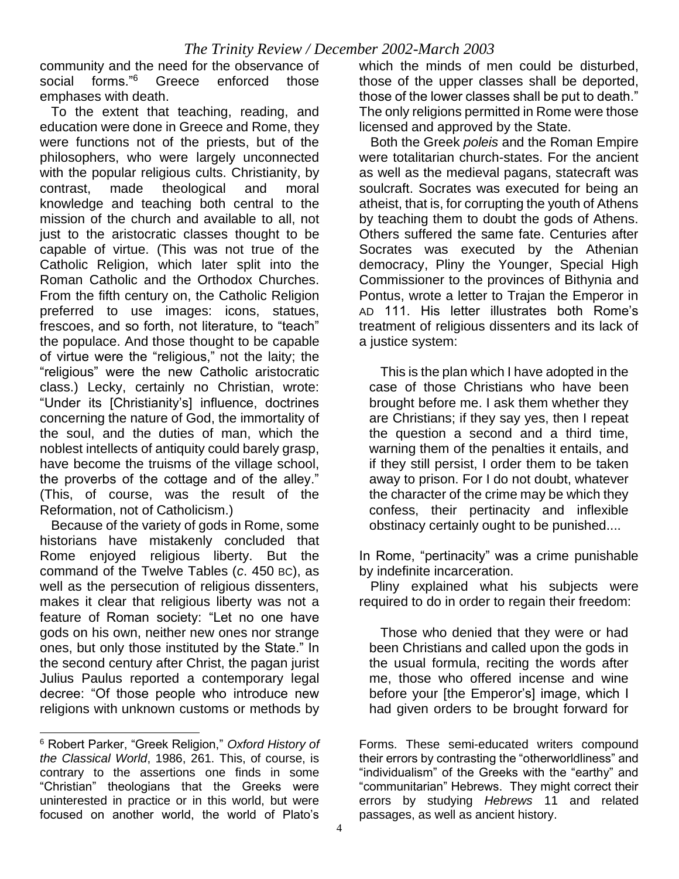community and the need for the observance of social forms."[6] Greece enforced those emphases with death.

To the extent that teaching, reading, and education were done in Greece and Rome, they were functions not of the priests, but of the philosophers, who were largely unconnected with the popular religious cults. Christianity, by contrast, made theological and moral knowledge and teaching both central to the mission of the church and available to all, not just to the aristocratic classes thought to be capable of virtue. (This was not true of the Catholic Religion, which later split into the Roman Catholic and the Orthodox Churches. From the fifth century on, the Catholic Religion preferred to use images: icons, statues, frescoes, and so forth, not literature, to "teach" the populace. And those thought to be capable of virtue were the "religious," not the laity; the "religious" were the new Catholic aristocratic class.) Lecky, certainly no Christian, wrote: "Under its [Christianity's] influence, doctrines concerning the nature of God, the immortality of the soul, and the duties of man, which the noblest intellects of antiquity could barely grasp, have become the truisms of the village school, the proverbs of the cottage and of the alley." (This, of course, was the result of the Reformation, not of Catholicism.)

Because of the variety of gods in Rome, some historians have mistakenly concluded that Rome enjoyed religious liberty. But the command of the Twelve Tables (*c*. 450 BC), as well as the persecution of religious dissenters, makes it clear that religious liberty was not a feature of Roman society: "Let no one have gods on his own, neither new ones nor strange ones, but only those instituted by the State." In the second century after Christ, the pagan jurist Julius Paulus reported a contemporary legal decree: "Of those people who introduce new religions with unknown customs or methods by which the minds of men could be disturbed, those of the upper classes shall be deported, those of the lower classes shall be put to death." The only religions permitted in Rome were those licensed and approved by the State.

Both the Greek *poleis* and the Roman Empire were totalitarian church-states. For the ancient as well as the medieval pagans, statecraft was soulcraft. Socrates was executed for being an atheist, that is, for corrupting the youth of Athens by teaching them to doubt the gods of Athens. Others suffered the same fate. Centuries after Socrates was executed by the Athenian democracy, Pliny the Younger, Special High Commissioner to the provinces of Bithynia and Pontus, wrote a letter to Trajan the Emperor in AD 111. His letter illustrates both Rome's treatment of religious dissenters and its lack of a justice system:

> This is the plan which I have adopted in the case of those Christians who have been brought before me. I ask them whether they are Christians; if they say yes, then I repeat the question a second and a third time, warning them of the penalties it entails, and if they still persist, I order them to be taken away to prison. For I do not doubt, whatever the character of the crime may be which they confess, their pertinacity and inflexible obstinacy certainly ought to be punished....

In Rome, "pertinacity" was a crime punishable by indefinite incarceration.

Pliny explained what his subjects were required to do in order to regain their freedom:

> Those who denied that they were or had been Christians and called upon the gods in the usual formula, reciting the words after me, those who offered incense and wine before your [the Emperor's] image, which I had given orders to be brought forward for

---

[6] Robert Parker, "Greek Religion," *Oxford History of the Classical World*, 1986, 261. This, of course, is contrary to the assertions one finds in some "Christian" theologians that the Greeks were uninterested in practice or in this world, but were focused on another world, the world of Plato's Forms. These semi-educated writers compound their errors by contrasting the "otherworldliness" and "individualism" of the Greeks with the "earthy" and "communitarian" Hebrews. They might correct their errors by studying *Hebrews* 11 and related passages, as well as ancient history.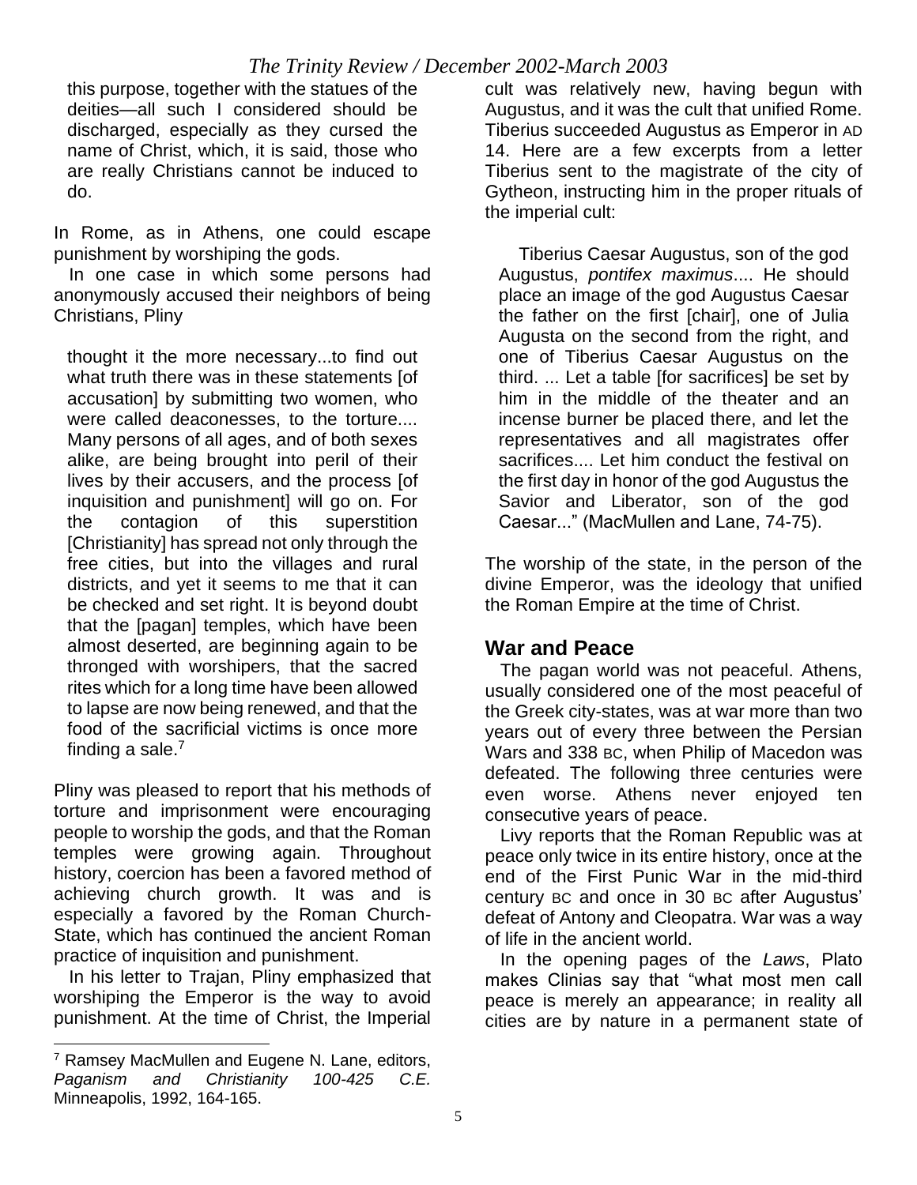> this purpose, together with the statues of the deities—all such I considered should be discharged, especially as they cursed the name of Christ, which, it is said, those who are really Christians cannot be induced to do.

In Rome, as in Athens, one could escape punishment by worshiping the gods.

In one case in which some persons had anonymously accused their neighbors of being Christians, Pliny

> thought it the more necessary...to find out what truth there was in these statements [of accusation] by submitting two women, who were called deaconesses, to the torture.... Many persons of all ages, and of both sexes alike, are being brought into peril of their lives by their accusers, and the process [of inquisition and punishment] will go on. For the contagion of this superstition [Christianity] has spread not only through the free cities, but into the villages and rural districts, and yet it seems to me that it can be checked and set right. It is beyond doubt that the [pagan] temples, which have been almost deserted, are beginning again to be thronged with worshipers, that the sacred rites which for a long time have been allowed to lapse are now being renewed, and that the food of the sacrificial victims is once more finding a sale.[7]

Pliny was pleased to report that his methods of torture and imprisonment were encouraging people to worship the gods, and that the Roman temples were growing again. Throughout history, coercion has been a favored method of achieving church growth. It was and is especially a favored by the Roman Church-State, which has continued the ancient Roman practice of inquisition and punishment.

In his letter to Trajan, Pliny emphasized that worshiping the Emperor is the way to avoid punishment. At the time of Christ, the Imperial cult was relatively new, having begun with Augustus, and it was the cult that unified Rome. Tiberius succeeded Augustus as Emperor in AD 14. Here are a few excerpts from a letter Tiberius sent to the magistrate of the city of Gytheon, instructing him in the proper rituals of the imperial cult:

> Tiberius Caesar Augustus, son of the god Augustus, *pontifex maximus*.... He should place an image of the god Augustus Caesar the father on the first [chair], one of Julia Augusta on the second from the right, and one of Tiberius Caesar Augustus on the third. ... Let a table [for sacrifices] be set by him in the middle of the theater and an incense burner be placed there, and let the representatives and all magistrates offer sacrifices.... Let him conduct the festival on the first day in honor of the god Augustus the Savior and Liberator, son of the god Caesar..." (MacMullen and Lane, 74-75).

The worship of the state, in the person of the divine Emperor, was the ideology that unified the Roman Empire at the time of Christ.

## War and Peace

The pagan world was not peaceful. Athens, usually considered one of the most peaceful of the Greek city-states, was at war more than two years out of every three between the Persian Wars and 338 BC, when Philip of Macedon was defeated. The following three centuries were even worse. Athens never enjoyed ten consecutive years of peace.

Livy reports that the Roman Republic was at peace only twice in its entire history, once at the end of the First Punic War in the mid-third century BC and once in 30 BC after Augustus' defeat of Antony and Cleopatra. War was a way of life in the ancient world.

In the opening pages of the *Laws*, Plato makes Clinias say that "what most men call peace is merely an appearance; in reality all cities are by nature in a permanent state of

---

[7] Ramsey MacMullen and Eugene N. Lane, editors, *Paganism and Christianity 100-425 C.E.* Minneapolis, 1992, 164-165.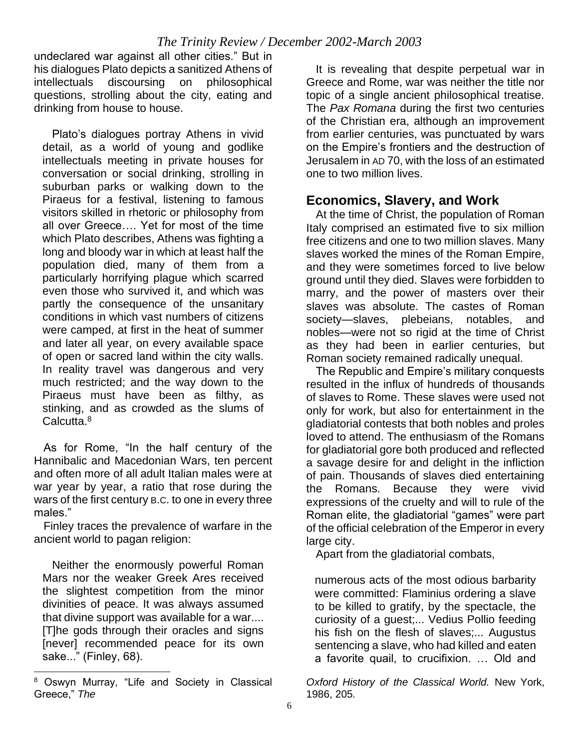undeclared war against all other cities." But in his dialogues Plato depicts a sanitized Athens of intellectuals discoursing on philosophical questions, strolling about the city, eating and drinking from house to house.

> Plato's dialogues portray Athens in vivid detail, as a world of young and godlike intellectuals meeting in private houses for conversation or social drinking, strolling in suburban parks or walking down to the Piraeus for a festival, listening to famous visitors skilled in rhetoric or philosophy from all over Greece…. Yet for most of the time which Plato describes, Athens was fighting a long and bloody war in which at least half the population died, many of them from a particularly horrifying plague which scarred even those who survived it, and which was partly the consequence of the unsanitary conditions in which vast numbers of citizens were camped, at first in the heat of summer and later all year, on every available space of open or sacred land within the city walls. In reality travel was dangerous and very much restricted; and the way down to the Piraeus must have been as filthy, as stinking, and as crowded as the slums of Calcutta.[8]

As for Rome, "In the half century of the Hannibalic and Macedonian Wars, ten percent and often more of all adult Italian males were at war year by year, a ratio that rose during the wars of the first century B.C. to one in every three males."

Finley traces the prevalence of warfare in the ancient world to pagan religion:

> Neither the enormously powerful Roman Mars nor the weaker Greek Ares received the slightest competition from the minor divinities of peace. It was always assumed that divine support was available for a war.... [T]he gods through their oracles and signs [never] recommended peace for its own sake..." (Finley, 68).

It is revealing that despite perpetual war in Greece and Rome, war was neither the title nor topic of a single ancient philosophical treatise. The *Pax Romana* during the first two centuries of the Christian era, although an improvement from earlier centuries, was punctuated by wars on the Empire's frontiers and the destruction of Jerusalem in AD 70, with the loss of an estimated one to two million lives.

## Economics, Slavery, and Work

At the time of Christ, the population of Roman Italy comprised an estimated five to six million free citizens and one to two million slaves. Many slaves worked the mines of the Roman Empire, and they were sometimes forced to live below ground until they died. Slaves were forbidden to marry, and the power of masters over their slaves was absolute. The castes of Roman society—slaves, plebeians, notables, and nobles—were not so rigid at the time of Christ as they had been in earlier centuries, but Roman society remained radically unequal.

The Republic and Empire's military conquests resulted in the influx of hundreds of thousands of slaves to Rome. These slaves were used not only for work, but also for entertainment in the gladiatorial contests that both nobles and proles loved to attend. The enthusiasm of the Romans for gladiatorial gore both produced and reflected a savage desire for and delight in the infliction of pain. Thousands of slaves died entertaining the Romans. Because they were vivid expressions of the cruelty and will to rule of the Roman elite, the gladiatorial "games" were part of the official celebration of the Emperor in every large city.

Apart from the gladiatorial combats,

> numerous acts of the most odious barbarity were committed: Flaminius ordering a slave to be killed to gratify, by the spectacle, the curiosity of a guest;... Vedius Pollio feeding his fish on the flesh of slaves;... Augustus sentencing a slave, who had killed and eaten a favorite quail, to crucifixion. … Old and

---

[8] Oswyn Murray, "Life and Society in Classical Greece," *The Oxford History of the Classical World.* New York, 1986, 205.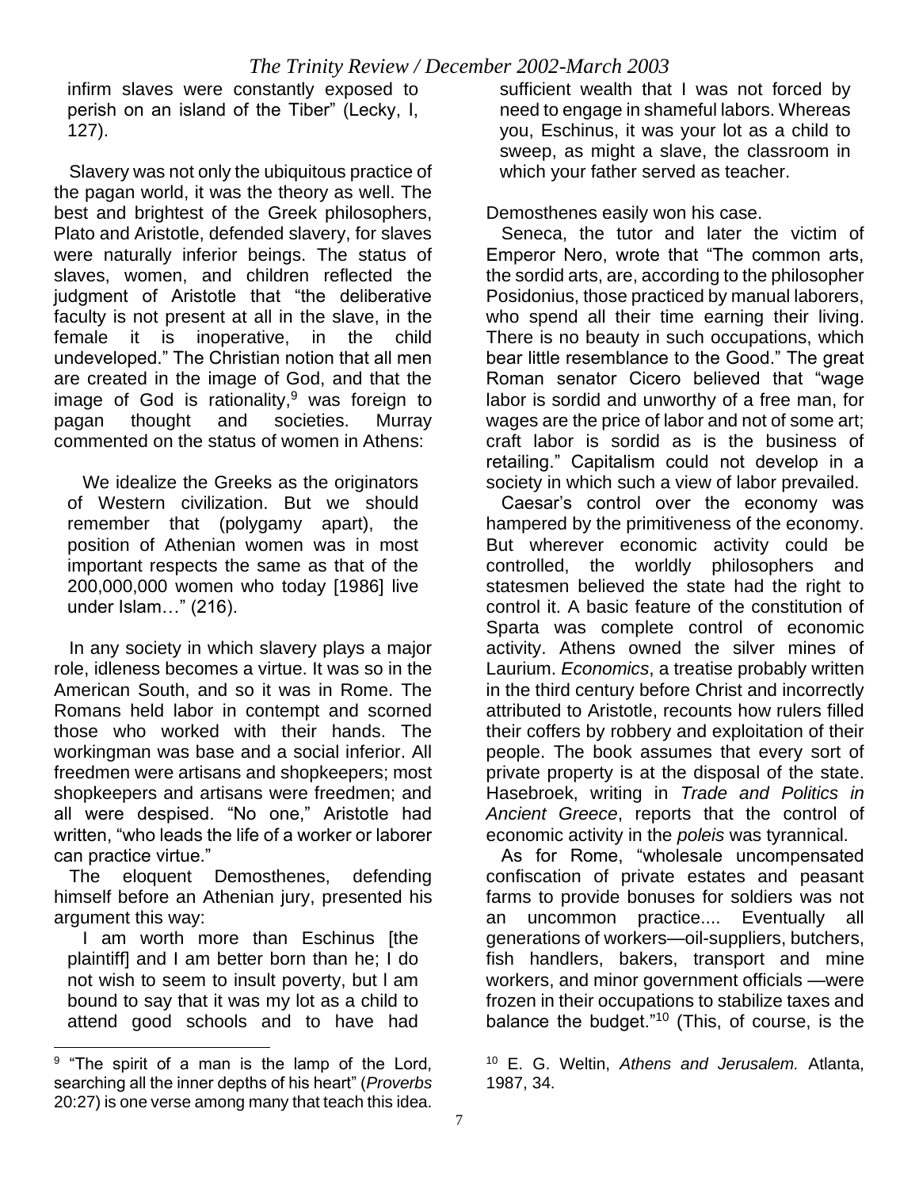infirm slaves were constantly exposed to perish on an island of the Tiber" (Lecky, I, 127).

Slavery was not only the ubiquitous practice of the pagan world, it was the theory as well. The best and brightest of the Greek philosophers, Plato and Aristotle, defended slavery, for slaves were naturally inferior beings. The status of slaves, women, and children reflected the judgment of Aristotle that "the deliberative faculty is not present at all in the slave, in the female it is inoperative, in the child undeveloped." The Christian notion that all men are created in the image of God, and that the image of God is rationality,[9] was foreign to pagan thought and societies. Murray commented on the status of women in Athens:

> We idealize the Greeks as the originators of Western civilization. But we should remember that (polygamy apart), the position of Athenian women was in most important respects the same as that of the 200,000,000 women who today [1986] live under Islam…" (216).

In any society in which slavery plays a major role, idleness becomes a virtue. It was so in the American South, and so it was in Rome. The Romans held labor in contempt and scorned those who worked with their hands. The workingman was base and a social inferior. All freedmen were artisans and shopkeepers; most shopkeepers and artisans were freedmen; and all were despised. "No one," Aristotle had written, "who leads the life of a worker or laborer can practice virtue."

The eloquent Demosthenes, defending himself before an Athenian jury, presented his argument this way:

> I am worth more than Eschinus [the plaintiff] and I am better born than he; I do not wish to seem to insult poverty, but I am bound to say that it was my lot as a child to attend good schools and to have had sufficient wealth that I was not forced by need to engage in shameful labors. Whereas you, Eschinus, it was your lot as a child to sweep, as might a slave, the classroom in which your father served as teacher.

Demosthenes easily won his case.

Seneca, the tutor and later the victim of Emperor Nero, wrote that "The common arts, the sordid arts, are, according to the philosopher Posidonius, those practiced by manual laborers, who spend all their time earning their living. There is no beauty in such occupations, which bear little resemblance to the Good." The great Roman senator Cicero believed that "wage labor is sordid and unworthy of a free man, for wages are the price of labor and not of some art; craft labor is sordid as is the business of retailing." Capitalism could not develop in a society in which such a view of labor prevailed.

Caesar's control over the economy was hampered by the primitiveness of the economy. But wherever economic activity could be controlled, the worldly philosophers and statesmen believed the state had the right to control it. A basic feature of the constitution of Sparta was complete control of economic activity. Athens owned the silver mines of Laurium. *Economics*, a treatise probably written in the third century before Christ and incorrectly attributed to Aristotle, recounts how rulers filled their coffers by robbery and exploitation of their people. The book assumes that every sort of private property is at the disposal of the state. Hasebroek, writing in *Trade and Politics in Ancient Greece*, reports that the control of economic activity in the *poleis* was tyrannical.

As for Rome, "wholesale uncompensated confiscation of private estates and peasant farms to provide bonuses for soldiers was not an uncommon practice.... Eventually all generations of workers—oil-suppliers, butchers, fish handlers, bakers, transport and mine workers, and minor government officials —were frozen in their occupations to stabilize taxes and balance the budget."[10] (This, of course, is the

---

[9] "The spirit of a man is the lamp of the Lord, searching all the inner depths of his heart" (*Proverbs* 20:27) is one verse among many that teach this idea.

[10] E. G. Weltin, *Athens and Jerusalem.* Atlanta, 1987, 34.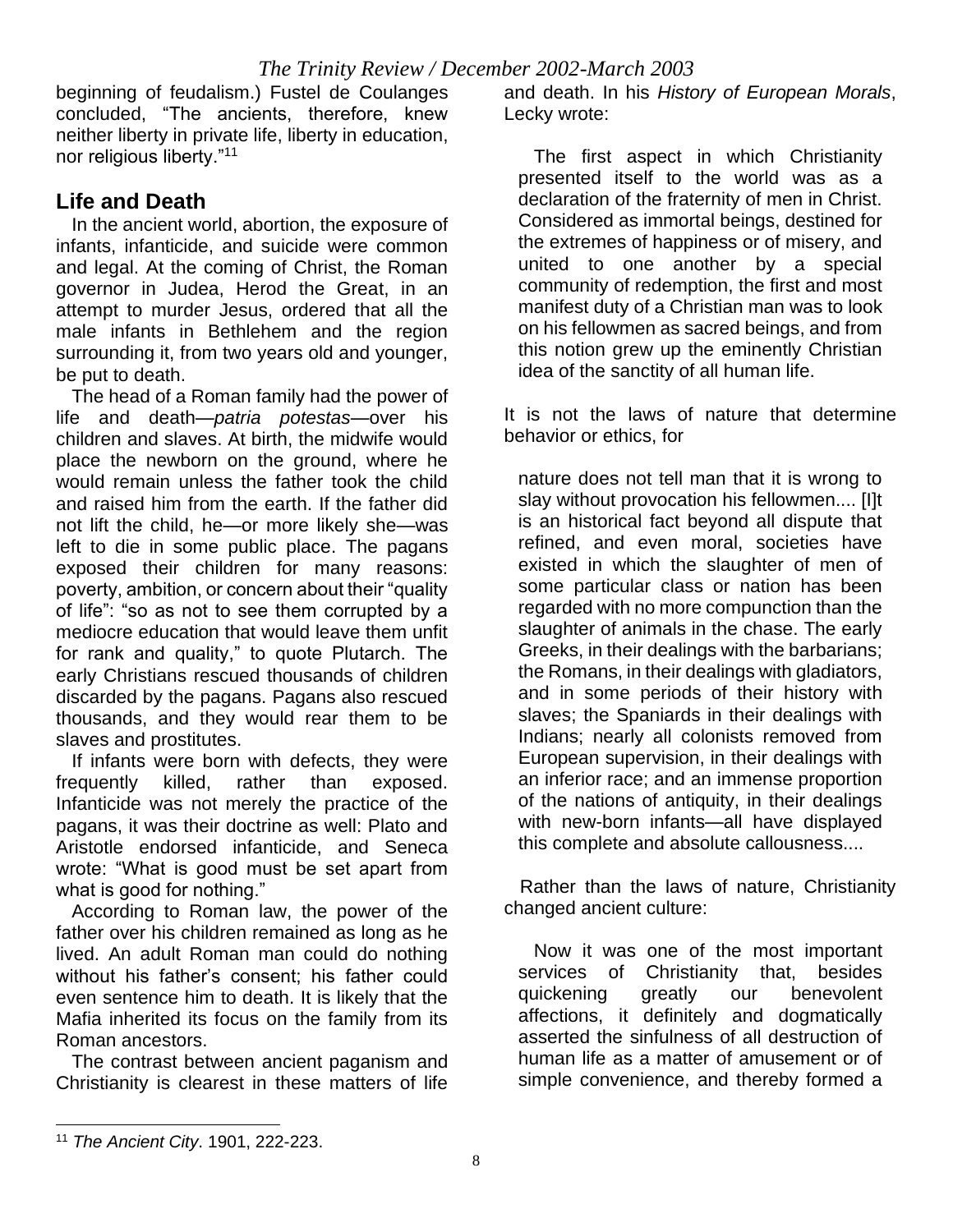beginning of feudalism.) Fustel de Coulanges concluded, "The ancients, therefore, knew neither liberty in private life, liberty in education, nor religious liberty."[11]

## Life and Death

In the ancient world, abortion, the exposure of infants, infanticide, and suicide were common and legal. At the coming of Christ, the Roman governor in Judea, Herod the Great, in an attempt to murder Jesus, ordered that all the male infants in Bethlehem and the region surrounding it, from two years old and younger, be put to death.

The head of a Roman family had the power of life and death—*patria potestas*—over his children and slaves. At birth, the midwife would place the newborn on the ground, where he would remain unless the father took the child and raised him from the earth. If the father did not lift the child, he—or more likely she—was left to die in some public place. The pagans exposed their children for many reasons: poverty, ambition, or concern about their "quality of life": "so as not to see them corrupted by a mediocre education that would leave them unfit for rank and quality," to quote Plutarch. The early Christians rescued thousands of children discarded by the pagans. Pagans also rescued thousands, and they would rear them to be slaves and prostitutes.

If infants were born with defects, they were frequently killed, rather than exposed. Infanticide was not merely the practice of the pagans, it was their doctrine as well: Plato and Aristotle endorsed infanticide, and Seneca wrote: "What is good must be set apart from what is good for nothing."

According to Roman law, the power of the father over his children remained as long as he lived. An adult Roman man could do nothing without his father's consent; his father could even sentence him to death. It is likely that the Mafia inherited its focus on the family from its Roman ancestors.

The contrast between ancient paganism and Christianity is clearest in these matters of life and death. In his *History of European Morals*, Lecky wrote:

> The first aspect in which Christianity presented itself to the world was as a declaration of the fraternity of men in Christ. Considered as immortal beings, destined for the extremes of happiness or of misery, and united to one another by a special community of redemption, the first and most manifest duty of a Christian man was to look on his fellowmen as sacred beings, and from this notion grew up the eminently Christian idea of the sanctity of all human life.

It is not the laws of nature that determine behavior or ethics, for

> nature does not tell man that it is wrong to slay without provocation his fellowmen.... [I]t is an historical fact beyond all dispute that refined, and even moral, societies have existed in which the slaughter of men of some particular class or nation has been regarded with no more compunction than the slaughter of animals in the chase. The early Greeks, in their dealings with the barbarians; the Romans, in their dealings with gladiators, and in some periods of their history with slaves; the Spaniards in their dealings with Indians; nearly all colonists removed from European supervision, in their dealings with an inferior race; and an immense proportion of the nations of antiquity, in their dealings with new-born infants—all have displayed this complete and absolute callousness....

Rather than the laws of nature, Christianity changed ancient culture:

> Now it was one of the most important services of Christianity that, besides quickening greatly our benevolent affections, it definitely and dogmatically asserted the sinfulness of all destruction of human life as a matter of amusement or of simple convenience, and thereby formed a

[11] *The Ancient City*. 1901, 222-223.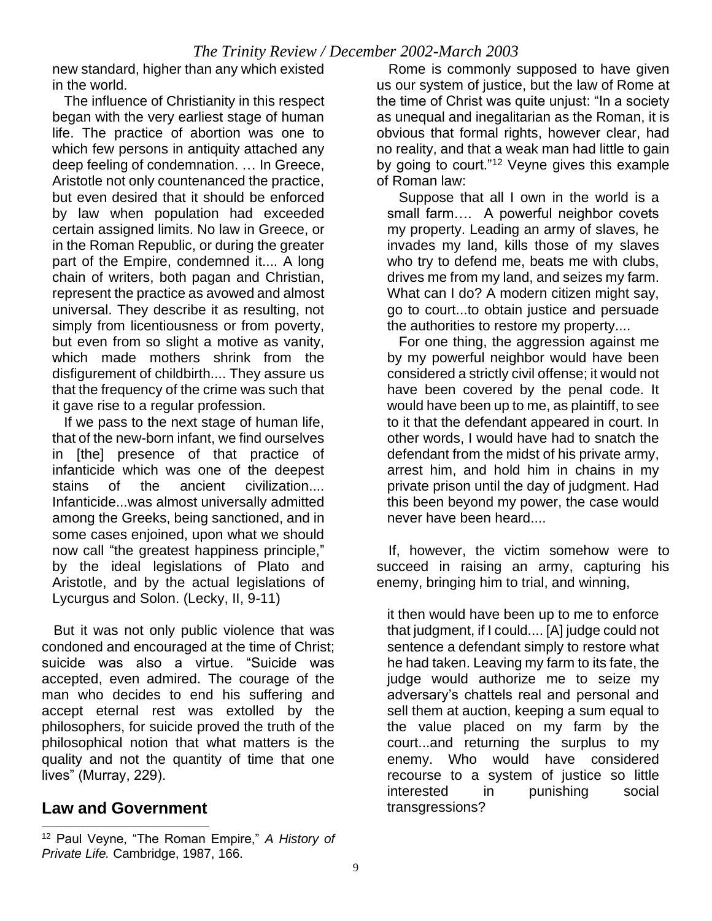new standard, higher than any which existed in the world.

> The influence of Christianity in this respect began with the very earliest stage of human life. The practice of abortion was one to which few persons in antiquity attached any deep feeling of condemnation. … In Greece, Aristotle not only countenanced the practice, but even desired that it should be enforced by law when population had exceeded certain assigned limits. No law in Greece, or in the Roman Republic, or during the greater part of the Empire, condemned it.... A long chain of writers, both pagan and Christian, represent the practice as avowed and almost universal. They describe it as resulting, not simply from licentiousness or from poverty, but even from so slight a motive as vanity, which made mothers shrink from the disfigurement of childbirth.... They assure us that the frequency of the crime was such that it gave rise to a regular profession.
>
> If we pass to the next stage of human life, that of the new-born infant, we find ourselves in [the] presence of that practice of infanticide which was one of the deepest stains of the ancient civilization.... Infanticide...was almost universally admitted among the Greeks, being sanctioned, and in some cases enjoined, upon what we should now call "the greatest happiness principle," by the ideal legislations of Plato and Aristotle, and by the actual legislations of Lycurgus and Solon. (Lecky, II, 9-11)

But it was not only public violence that was condoned and encouraged at the time of Christ; suicide was also a virtue. "Suicide was accepted, even admired. The courage of the man who decides to end his suffering and accept eternal rest was extolled by the philosophers, for suicide proved the truth of the philosophical notion that what matters is the quality and not the quantity of time that one lives" (Murray, 229).

## Law and Government

Rome is commonly supposed to have given us our system of justice, but the law of Rome at the time of Christ was quite unjust: "In a society as unequal and inegalitarian as the Roman, it is obvious that formal rights, however clear, had no reality, and that a weak man had little to gain by going to court."[12] Veyne gives this example of Roman law:

> Suppose that all I own in the world is a small farm…. A powerful neighbor covets my property. Leading an army of slaves, he invades my land, kills those of my slaves who try to defend me, beats me with clubs, drives me from my land, and seizes my farm. What can I do? A modern citizen might say, go to court...to obtain justice and persuade the authorities to restore my property....
>
> For one thing, the aggression against me by my powerful neighbor would have been considered a strictly civil offense; it would not have been covered by the penal code. It would have been up to me, as plaintiff, to see to it that the defendant appeared in court. In other words, I would have had to snatch the defendant from the midst of his private army, arrest him, and hold him in chains in my private prison until the day of judgment. Had this been beyond my power, the case would never have been heard....

If, however, the victim somehow were to succeed in raising an army, capturing his enemy, bringing him to trial, and winning,

> it then would have been up to me to enforce that judgment, if I could.... [A] judge could not sentence a defendant simply to restore what he had taken. Leaving my farm to its fate, the judge would authorize me to seize my adversary's chattels real and personal and sell them at auction, keeping a sum equal to the value placed on my farm by the court...and returning the surplus to my enemy. Who would have considered recourse to a system of justice so little interested in punishing social transgressions?

[12] Paul Veyne, "The Roman Empire," *A History of Private Life.* Cambridge, 1987, 166.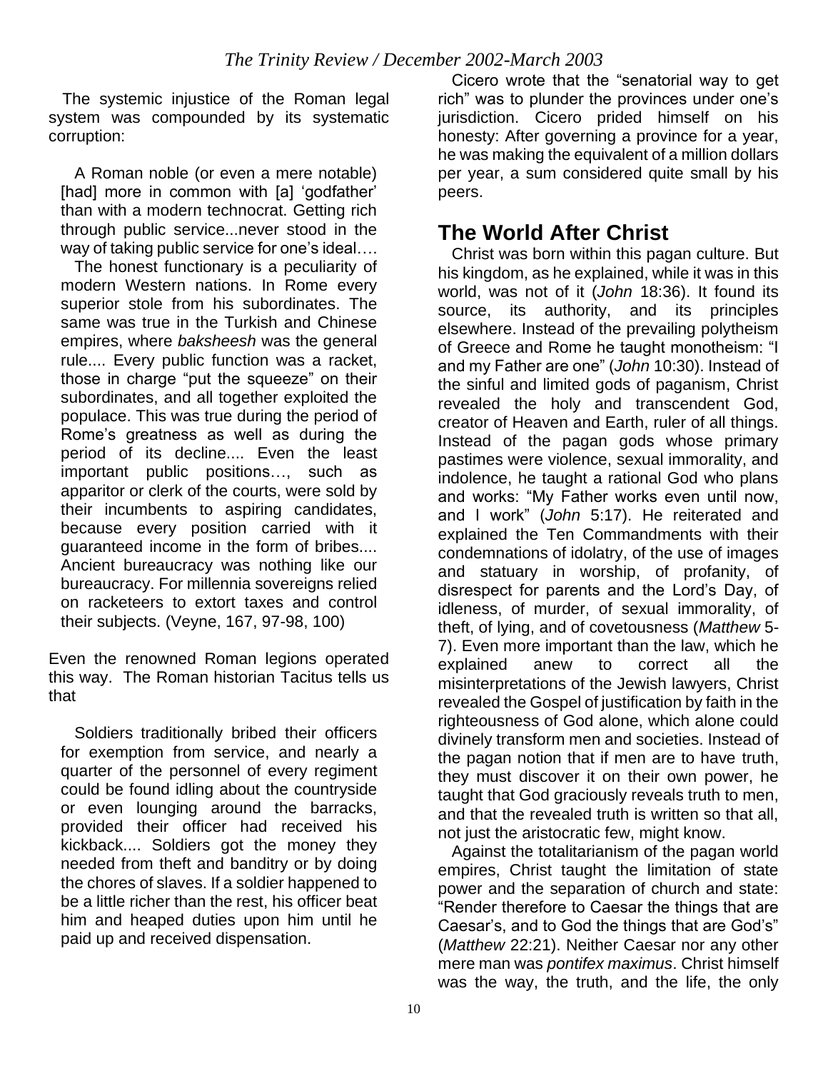The systemic injustice of the Roman legal system was compounded by its systematic corruption:

> A Roman noble (or even a mere notable) [had] more in common with [a] 'godfather' than with a modern technocrat. Getting rich through public service...never stood in the way of taking public service for one's ideal….
>
> The honest functionary is a peculiarity of modern Western nations. In Rome every superior stole from his subordinates. The same was true in the Turkish and Chinese empires, where *baksheesh* was the general rule.... Every public function was a racket, those in charge "put the squeeze" on their subordinates, and all together exploited the populace. This was true during the period of Rome's greatness as well as during the period of its decline.... Even the least important public positions…, such as apparitor or clerk of the courts, were sold by their incumbents to aspiring candidates, because every position carried with it guaranteed income in the form of bribes.... Ancient bureaucracy was nothing like our bureaucracy. For millennia sovereigns relied on racketeers to extort taxes and control their subjects. (Veyne, 167, 97-98, 100)

Even the renowned Roman legions operated this way. The Roman historian Tacitus tells us that

> Soldiers traditionally bribed their officers for exemption from service, and nearly a quarter of the personnel of every regiment could be found idling about the countryside or even lounging around the barracks, provided their officer had received his kickback.... Soldiers got the money they needed from theft and banditry or by doing the chores of slaves. If a soldier happened to be a little richer than the rest, his officer beat him and heaped duties upon him until he paid up and received dispensation.

Cicero wrote that the "senatorial way to get rich" was to plunder the provinces under one's jurisdiction. Cicero prided himself on his honesty: After governing a province for a year, he was making the equivalent of a million dollars per year, a sum considered quite small by his peers.

## The World After Christ

Christ was born within this pagan culture. But his kingdom, as he explained, while it was in this world, was not of it (*John* 18:36). It found its source, its authority, and its principles elsewhere. Instead of the prevailing polytheism of Greece and Rome he taught monotheism: "I and my Father are one" (*John* 10:30). Instead of the sinful and limited gods of paganism, Christ revealed the holy and transcendent God, creator of Heaven and Earth, ruler of all things. Instead of the pagan gods whose primary pastimes were violence, sexual immorality, and indolence, he taught a rational God who plans and works: "My Father works even until now, and I work" (*John* 5:17). He reiterated and explained the Ten Commandments with their condemnations of idolatry, of the use of images and statuary in worship, of profanity, of disrespect for parents and the Lord's Day, of idleness, of murder, of sexual immorality, of theft, of lying, and of covetousness (*Matthew* 5-7). Even more important than the law, which he explained anew to correct all the misinterpretations of the Jewish lawyers, Christ revealed the Gospel of justification by faith in the righteousness of God alone, which alone could divinely transform men and societies. Instead of the pagan notion that if men are to have truth, they must discover it on their own power, he taught that God graciously reveals truth to men, and that the revealed truth is written so that all, not just the aristocratic few, might know.

Against the totalitarianism of the pagan world empires, Christ taught the limitation of state power and the separation of church and state: "Render therefore to Caesar the things that are Caesar's, and to God the things that are God's" (*Matthew* 22:21). Neither Caesar nor any other mere man was *pontifex maximus*. Christ himself was the way, the truth, and the life, the only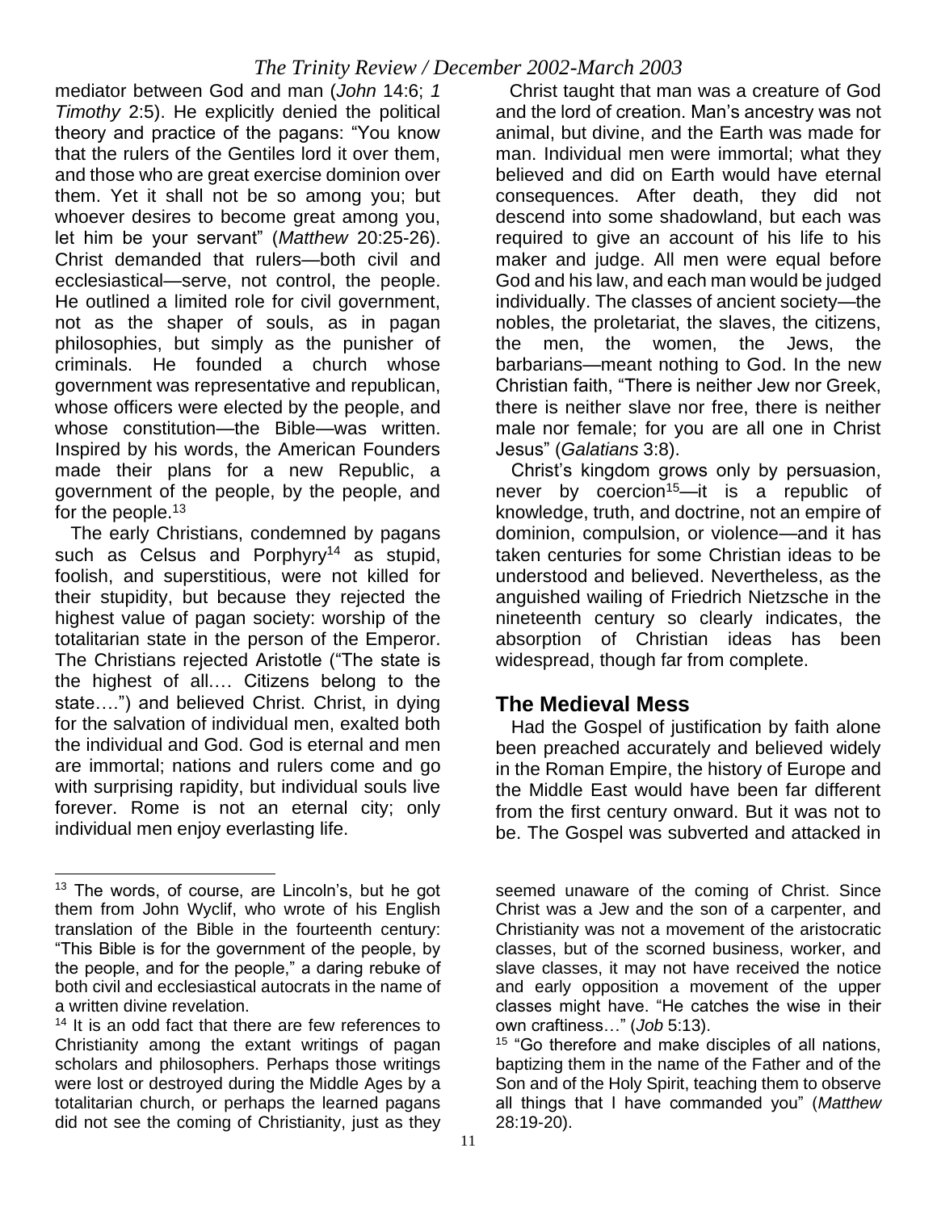mediator between God and man (*John* 14:6; *1 Timothy* 2:5). He explicitly denied the political theory and practice of the pagans: "You know that the rulers of the Gentiles lord it over them, and those who are great exercise dominion over them. Yet it shall not be so among you; but whoever desires to become great among you, let him be your servant" (*Matthew* 20:25-26). Christ demanded that rulers—both civil and ecclesiastical—serve, not control, the people. He outlined a limited role for civil government, not as the shaper of souls, as in pagan philosophies, but simply as the punisher of criminals. He founded a church whose government was representative and republican, whose officers were elected by the people, and whose constitution—the Bible—was written. Inspired by his words, the American Founders made their plans for a new Republic, a government of the people, by the people, and for the people.[13]

The early Christians, condemned by pagans such as Celsus and Porphyry[14] as stupid, foolish, and superstitious, were not killed for their stupidity, but because they rejected the highest value of pagan society: worship of the totalitarian state in the person of the Emperor. The Christians rejected Aristotle ("The state is the highest of all.… Citizens belong to the state….") and believed Christ. Christ, in dying for the salvation of individual men, exalted both the individual and God. God is eternal and men are immortal; nations and rulers come and go with surprising rapidity, but individual souls live forever. Rome is not an eternal city; only individual men enjoy everlasting life.

Christ taught that man was a creature of God and the lord of creation. Man's ancestry was not animal, but divine, and the Earth was made for man. Individual men were immortal; what they believed and did on Earth would have eternal consequences. After death, they did not descend into some shadowland, but each was required to give an account of his life to his maker and judge. All men were equal before God and his law, and each man would be judged individually. The classes of ancient society—the nobles, the proletariat, the slaves, the citizens, the men, the women, the Jews, the barbarians—meant nothing to God. In the new Christian faith, "There is neither Jew nor Greek, there is neither slave nor free, there is neither male nor female; for you are all one in Christ Jesus" (*Galatians* 3:8).

Christ's kingdom grows only by persuasion, never by coercion[15]—it is a republic of knowledge, truth, and doctrine, not an empire of dominion, compulsion, or violence—and it has taken centuries for some Christian ideas to be understood and believed. Nevertheless, as the anguished wailing of Friedrich Nietzsche in the nineteenth century so clearly indicates, the absorption of Christian ideas has been widespread, though far from complete.

## The Medieval Mess

Had the Gospel of justification by faith alone been preached accurately and believed widely in the Roman Empire, the history of Europe and the Middle East would have been far different from the first century onward. But it was not to be. The Gospel was subverted and attacked in

---

[13] The words, of course, are Lincoln's, but he got them from John Wyclif, who wrote of his English translation of the Bible in the fourteenth century: "This Bible is for the government of the people, by the people, and for the people," a daring rebuke of both civil and ecclesiastical autocrats in the name of a written divine revelation.

[14] It is an odd fact that there are few references to Christianity among the extant writings of pagan scholars and philosophers. Perhaps those writings were lost or destroyed during the Middle Ages by a totalitarian church, or perhaps the learned pagans did not see the coming of Christianity, just as they seemed unaware of the coming of Christ. Since Christ was a Jew and the son of a carpenter, and Christianity was not a movement of the aristocratic classes, but of the scorned business, worker, and slave classes, it may not have received the notice and early opposition a movement of the upper classes might have. "He catches the wise in their own craftiness…" (*Job* 5:13).

[15] "Go therefore and make disciples of all nations, baptizing them in the name of the Father and of the Son and of the Holy Spirit, teaching them to observe all things that I have commanded you" (*Matthew* 28:19-20).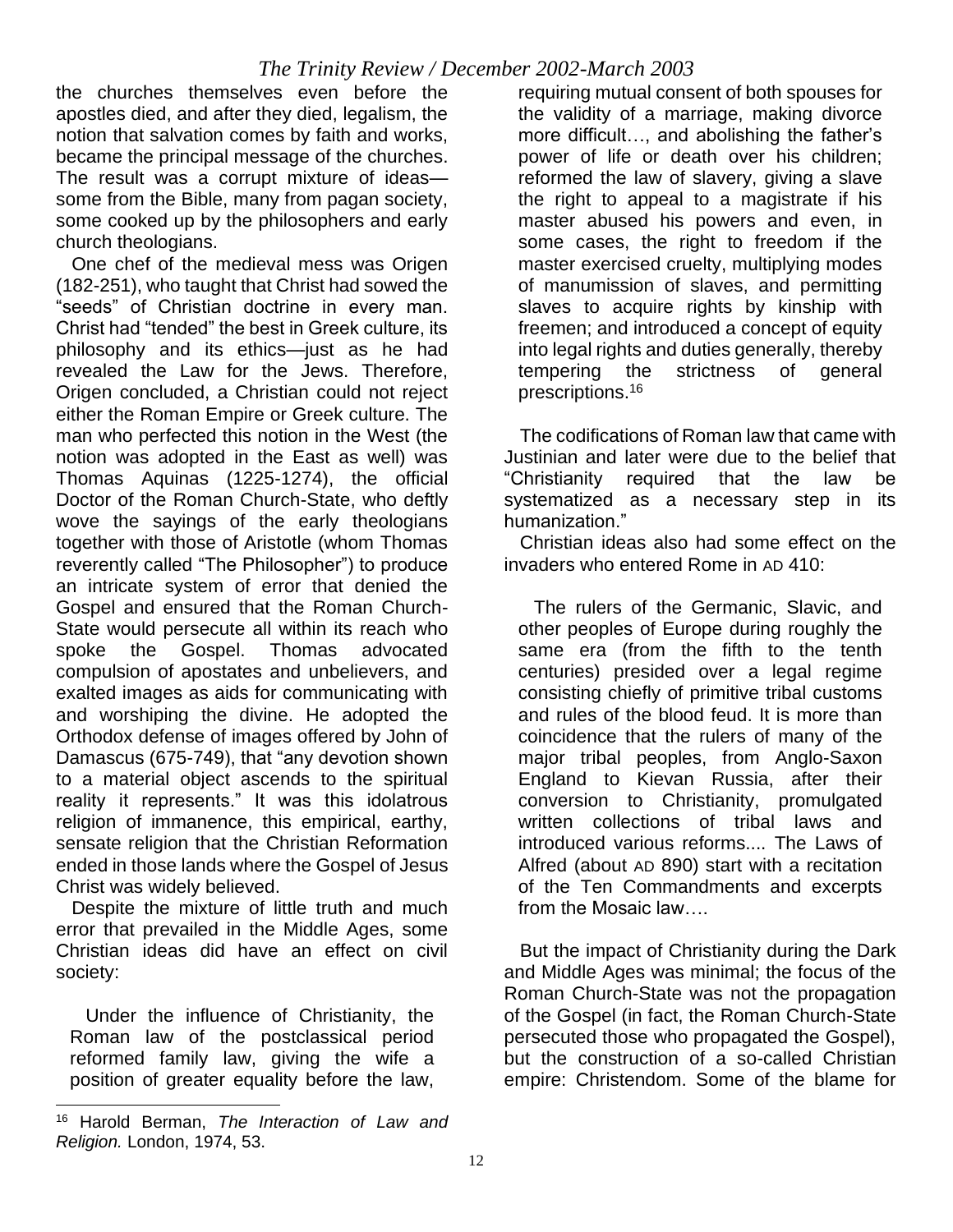the churches themselves even before the apostles died, and after they died, legalism, the notion that salvation comes by faith and works, became the principal message of the churches. The result was a corrupt mixture of ideas—some from the Bible, many from pagan society, some cooked up by the philosophers and early church theologians.

One chef of the medieval mess was Origen (182-251), who taught that Christ had sowed the "seeds" of Christian doctrine in every man. Christ had "tended" the best in Greek culture, its philosophy and its ethics—just as he had revealed the Law for the Jews. Therefore, Origen concluded, a Christian could not reject either the Roman Empire or Greek culture. The man who perfected this notion in the West (the notion was adopted in the East as well) was Thomas Aquinas (1225-1274), the official Doctor of the Roman Church-State, who deftly wove the sayings of the early theologians together with those of Aristotle (whom Thomas reverently called "The Philosopher") to produce an intricate system of error that denied the Gospel and ensured that the Roman Church-State would persecute all within its reach who spoke the Gospel. Thomas advocated compulsion of apostates and unbelievers, and exalted images as aids for communicating with and worshiping the divine. He adopted the Orthodox defense of images offered by John of Damascus (675-749), that "any devotion shown to a material object ascends to the spiritual reality it represents." It was this idolatrous religion of immanence, this empirical, earthy, sensate religion that the Christian Reformation ended in those lands where the Gospel of Jesus Christ was widely believed.

Despite the mixture of little truth and much error that prevailed in the Middle Ages, some Christian ideas did have an effect on civil society:

> Under the influence of Christianity, the Roman law of the postclassical period reformed family law, giving the wife a position of greater equality before the law, requiring mutual consent of both spouses for the validity of a marriage, making divorce more difficult…, and abolishing the father's power of life or death over his children; reformed the law of slavery, giving a slave the right to appeal to a magistrate if his master abused his powers and even, in some cases, the right to freedom if the master exercised cruelty, multiplying modes of manumission of slaves, and permitting slaves to acquire rights by kinship with freemen; and introduced a concept of equity into legal rights and duties generally, thereby tempering the strictness of general prescriptions.[16]

The codifications of Roman law that came with Justinian and later were due to the belief that "Christianity required that the law be systematized as a necessary step in its humanization."

Christian ideas also had some effect on the invaders who entered Rome in AD 410:

> The rulers of the Germanic, Slavic, and other peoples of Europe during roughly the same era (from the fifth to the tenth centuries) presided over a legal regime consisting chiefly of primitive tribal customs and rules of the blood feud. It is more than coincidence that the rulers of many of the major tribal peoples, from Anglo-Saxon England to Kievan Russia, after their conversion to Christianity, promulgated written collections of tribal laws and introduced various reforms.... The Laws of Alfred (about AD 890) start with a recitation of the Ten Commandments and excerpts from the Mosaic law….

But the impact of Christianity during the Dark and Middle Ages was minimal; the focus of the Roman Church-State was not the propagation of the Gospel (in fact, the Roman Church-State persecuted those who propagated the Gospel), but the construction of a so-called Christian empire: Christendom. Some of the blame for

---

[16] Harold Berman, *The Interaction of Law and Religion.* London, 1974, 53.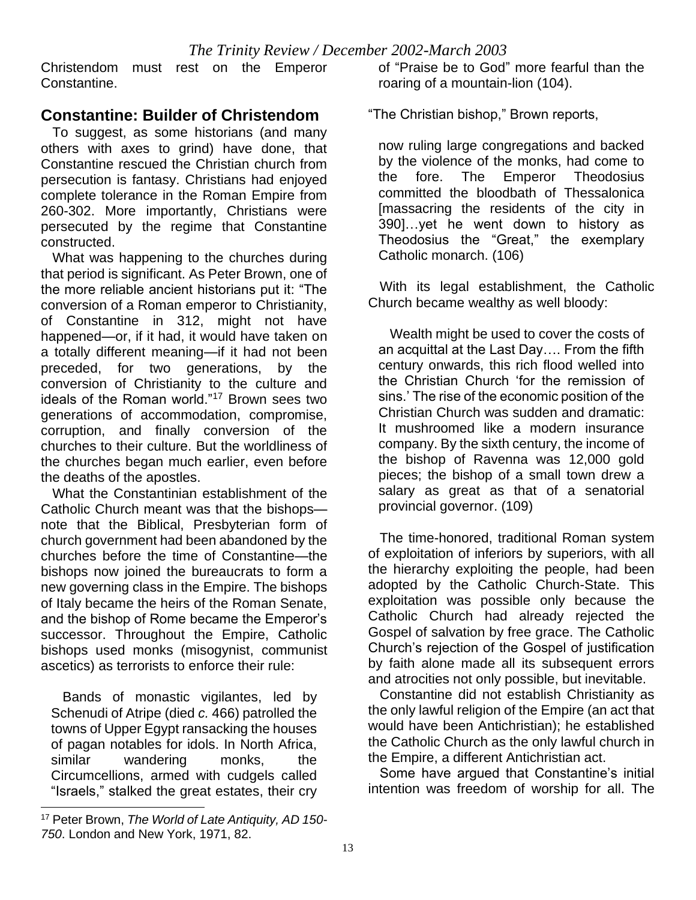Christendom must rest on the Emperor Constantine.

## Constantine: Builder of Christendom

To suggest, as some historians (and many others with axes to grind) have done, that Constantine rescued the Christian church from persecution is fantasy. Christians had enjoyed complete tolerance in the Roman Empire from 260-302. More importantly, Christians were persecuted by the regime that Constantine constructed.

What was happening to the churches during that period is significant. As Peter Brown, one of the more reliable ancient historians put it: "The conversion of a Roman emperor to Christianity, of Constantine in 312, might not have happened—or, if it had, it would have taken on a totally different meaning—if it had not been preceded, for two generations, by the conversion of Christianity to the culture and ideals of the Roman world."[17] Brown sees two generations of accommodation, compromise, corruption, and finally conversion of the churches to their culture. But the worldliness of the churches began much earlier, even before the deaths of the apostles.

What the Constantinian establishment of the Catholic Church meant was that the bishops—note that the Biblical, Presbyterian form of church government had been abandoned by the churches before the time of Constantine—the bishops now joined the bureaucrats to form a new governing class in the Empire. The bishops of Italy became the heirs of the Roman Senate, and the bishop of Rome became the Emperor's successor. Throughout the Empire, Catholic bishops used monks (misogynist, communist ascetics) as terrorists to enforce their rule:

> Bands of monastic vigilantes, led by Schenudi of Atripe (died *c.* 466) patrolled the towns of Upper Egypt ransacking the houses of pagan notables for idols. In North Africa, similar wandering monks, the Circumcellions, armed with cudgels called "Israels," stalked the great estates, their cry of "Praise be to God" more fearful than the roaring of a mountain-lion (104).

"The Christian bishop," Brown reports,

> now ruling large congregations and backed by the violence of the monks, had come to the fore. The Emperor Theodosius committed the bloodbath of Thessalonica [massacring the residents of the city in 390]…yet he went down to history as Theodosius the "Great," the exemplary Catholic monarch. (106)

With its legal establishment, the Catholic Church became wealthy as well bloody:

> Wealth might be used to cover the costs of an acquittal at the Last Day…. From the fifth century onwards, this rich flood welled into the Christian Church 'for the remission of sins.' The rise of the economic position of the Christian Church was sudden and dramatic: It mushroomed like a modern insurance company. By the sixth century, the income of the bishop of Ravenna was 12,000 gold pieces; the bishop of a small town drew a salary as great as that of a senatorial provincial governor. (109)

The time-honored, traditional Roman system of exploitation of inferiors by superiors, with all the hierarchy exploiting the people, had been adopted by the Catholic Church-State. This exploitation was possible only because the Catholic Church had already rejected the Gospel of salvation by free grace. The Catholic Church's rejection of the Gospel of justification by faith alone made all its subsequent errors and atrocities not only possible, but inevitable.

Constantine did not establish Christianity as the only lawful religion of the Empire (an act that would have been Antichristian); he established the Catholic Church as the only lawful church in the Empire, a different Antichristian act.

Some have argued that Constantine's initial intention was freedom of worship for all. The

---

[17] Peter Brown, *The World of Late Antiquity, AD 150-750*. London and New York, 1971, 82.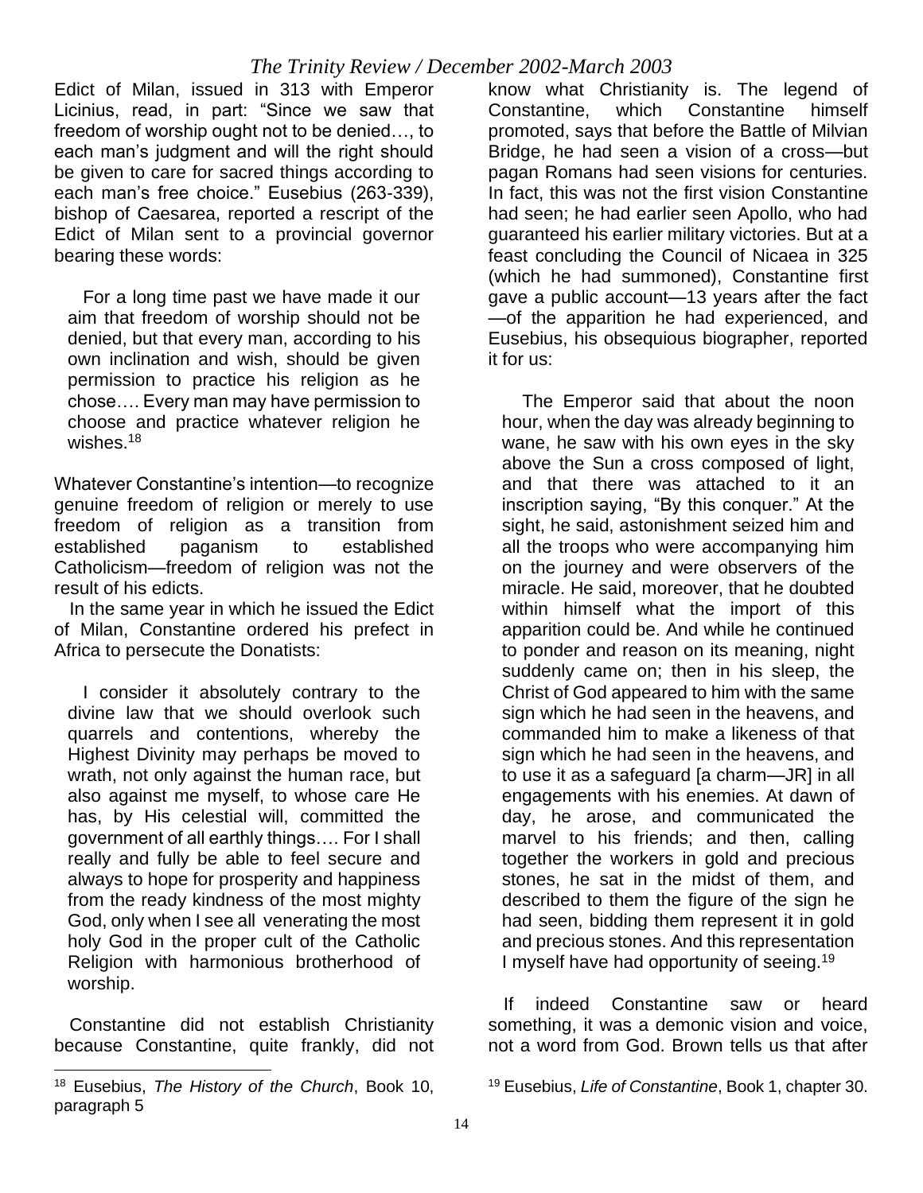Edict of Milan, issued in 313 with Emperor Licinius, read, in part: "Since we saw that freedom of worship ought not to be denied…, to each man's judgment and will the right should be given to care for sacred things according to each man's free choice." Eusebius (263-339), bishop of Caesarea, reported a rescript of the Edict of Milan sent to a provincial governor bearing these words:

> For a long time past we have made it our aim that freedom of worship should not be denied, but that every man, according to his own inclination and wish, should be given permission to practice his religion as he chose…. Every man may have permission to choose and practice whatever religion he wishes.[18]

Whatever Constantine's intention—to recognize genuine freedom of religion or merely to use freedom of religion as a transition from established paganism to established Catholicism—freedom of religion was not the result of his edicts.

In the same year in which he issued the Edict of Milan, Constantine ordered his prefect in Africa to persecute the Donatists:

> I consider it absolutely contrary to the divine law that we should overlook such quarrels and contentions, whereby the Highest Divinity may perhaps be moved to wrath, not only against the human race, but also against me myself, to whose care He has, by His celestial will, committed the government of all earthly things…. For I shall really and fully be able to feel secure and always to hope for prosperity and happiness from the ready kindness of the most mighty God, only when I see all venerating the most holy God in the proper cult of the Catholic Religion with harmonious brotherhood of worship.

Constantine did not establish Christianity because Constantine, quite frankly, did not know what Christianity is. The legend of Constantine, which Constantine himself promoted, says that before the Battle of Milvian Bridge, he had seen a vision of a cross—but pagan Romans had seen visions for centuries. In fact, this was not the first vision Constantine had seen; he had earlier seen Apollo, who had guaranteed his earlier military victories. But at a feast concluding the Council of Nicaea in 325 (which he had summoned), Constantine first gave a public account—13 years after the fact—of the apparition he had experienced, and Eusebius, his obsequious biographer, reported it for us:

> The Emperor said that about the noon hour, when the day was already beginning to wane, he saw with his own eyes in the sky above the Sun a cross composed of light, and that there was attached to it an inscription saying, "By this conquer." At the sight, he said, astonishment seized him and all the troops who were accompanying him on the journey and were observers of the miracle. He said, moreover, that he doubted within himself what the import of this apparition could be. And while he continued to ponder and reason on its meaning, night suddenly came on; then in his sleep, the Christ of God appeared to him with the same sign which he had seen in the heavens, and commanded him to make a likeness of that sign which he had seen in the heavens, and to use it as a safeguard [a charm—JR] in all engagements with his enemies. At dawn of day, he arose, and communicated the marvel to his friends; and then, calling together the workers in gold and precious stones, he sat in the midst of them, and described to them the figure of the sign he had seen, bidding them represent it in gold and precious stones. And this representation I myself have had opportunity of seeing.[19]

If indeed Constantine saw or heard something, it was a demonic vision and voice, not a word from God. Brown tells us that after

---

[18] Eusebius, *The History of the Church*, Book 10, paragraph 5

[19] Eusebius, *Life of Constantine*, Book 1, chapter 30.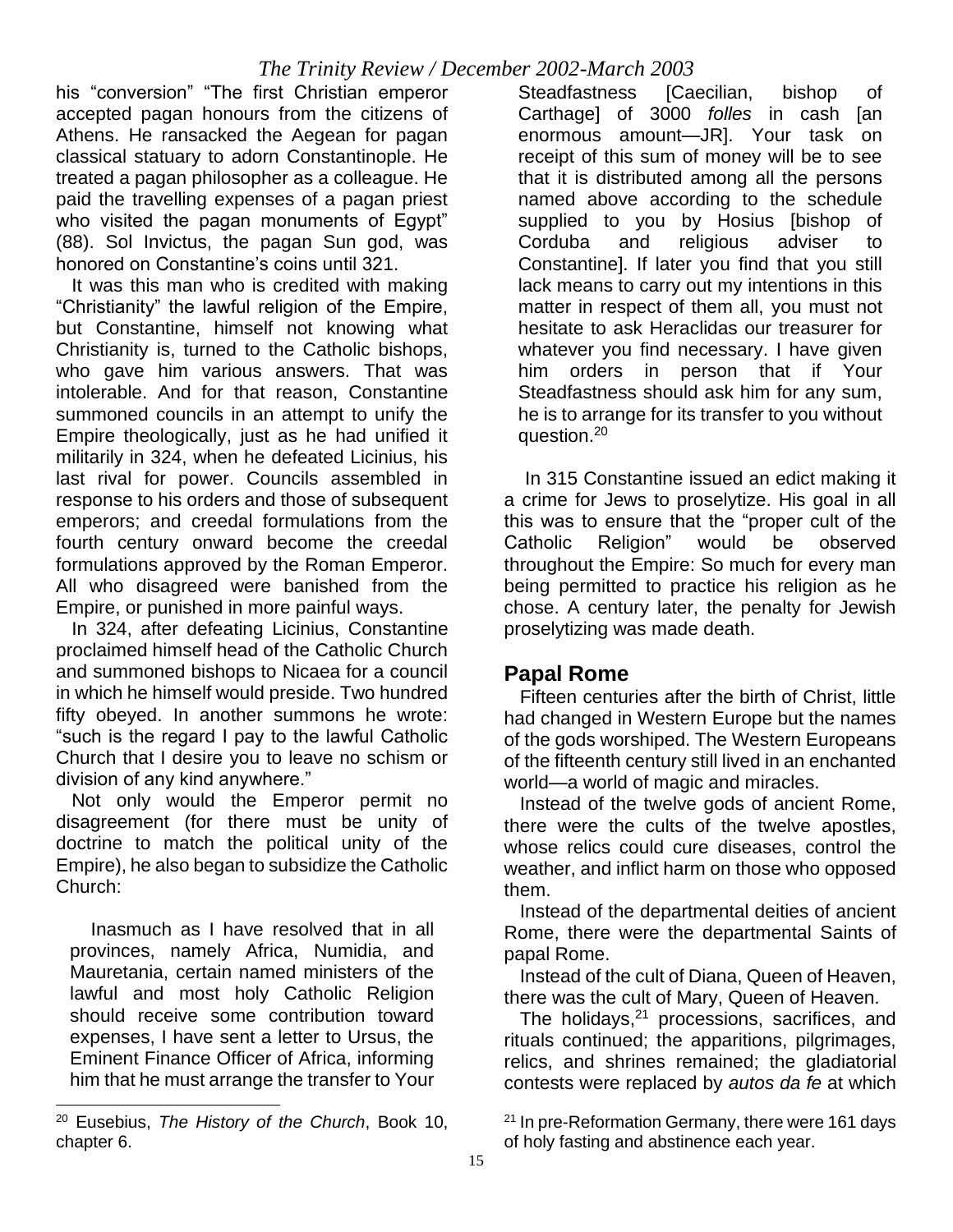his "conversion" "The first Christian emperor accepted pagan honours from the citizens of Athens. He ransacked the Aegean for pagan classical statuary to adorn Constantinople. He treated a pagan philosopher as a colleague. He paid the travelling expenses of a pagan priest who visited the pagan monuments of Egypt" (88). Sol Invictus, the pagan Sun god, was honored on Constantine's coins until 321.

It was this man who is credited with making "Christianity" the lawful religion of the Empire, but Constantine, himself not knowing what Christianity is, turned to the Catholic bishops, who gave him various answers. That was intolerable. And for that reason, Constantine summoned councils in an attempt to unify the Empire theologically, just as he had unified it militarily in 324, when he defeated Licinius, his last rival for power. Councils assembled in response to his orders and those of subsequent emperors; and creedal formulations from the fourth century onward become the creedal formulations approved by the Roman Emperor. All who disagreed were banished from the Empire, or punished in more painful ways.

In 324, after defeating Licinius, Constantine proclaimed himself head of the Catholic Church and summoned bishops to Nicaea for a council in which he himself would preside. Two hundred fifty obeyed. In another summons he wrote: "such is the regard I pay to the lawful Catholic Church that I desire you to leave no schism or division of any kind anywhere."

Not only would the Emperor permit no disagreement (for there must be unity of doctrine to match the political unity of the Empire), he also began to subsidize the Catholic Church:

> Inasmuch as I have resolved that in all provinces, namely Africa, Numidia, and Mauretania, certain named ministers of the lawful and most holy Catholic Religion should receive some contribution toward expenses, I have sent a letter to Ursus, the Eminent Finance Officer of Africa, informing him that he must arrange the transfer to Your Steadfastness [Caecilian, bishop of Carthage] of 3000 *folles* in cash [an enormous amount—JR]. Your task on receipt of this sum of money will be to see that it is distributed among all the persons named above according to the schedule supplied to you by Hosius [bishop of Corduba and religious adviser to Constantine]. If later you find that you still lack means to carry out my intentions in this matter in respect of them all, you must not hesitate to ask Heraclidas our treasurer for whatever you find necessary. I have given him orders in person that if Your Steadfastness should ask him for any sum, he is to arrange for its transfer to you without question.[20]

In 315 Constantine issued an edict making it a crime for Jews to proselytize. His goal in all this was to ensure that the "proper cult of the Catholic Religion" would be observed throughout the Empire: So much for every man being permitted to practice his religion as he chose. A century later, the penalty for Jewish proselytizing was made death.

## Papal Rome

Fifteen centuries after the birth of Christ, little had changed in Western Europe but the names of the gods worshiped. The Western Europeans of the fifteenth century still lived in an enchanted world—a world of magic and miracles.

Instead of the twelve gods of ancient Rome, there were the cults of the twelve apostles, whose relics could cure diseases, control the weather, and inflict harm on those who opposed them.

Instead of the departmental deities of ancient Rome, there were the departmental Saints of papal Rome.

Instead of the cult of Diana, Queen of Heaven, there was the cult of Mary, Queen of Heaven.

The holidays,[21] processions, sacrifices, and rituals continued; the apparitions, pilgrimages, relics, and shrines remained; the gladiatorial contests were replaced by *autos da fe* at which

---

[20] Eusebius, *The History of the Church*, Book 10, chapter 6.

[21] In pre-Reformation Germany, there were 161 days of holy fasting and abstinence each year.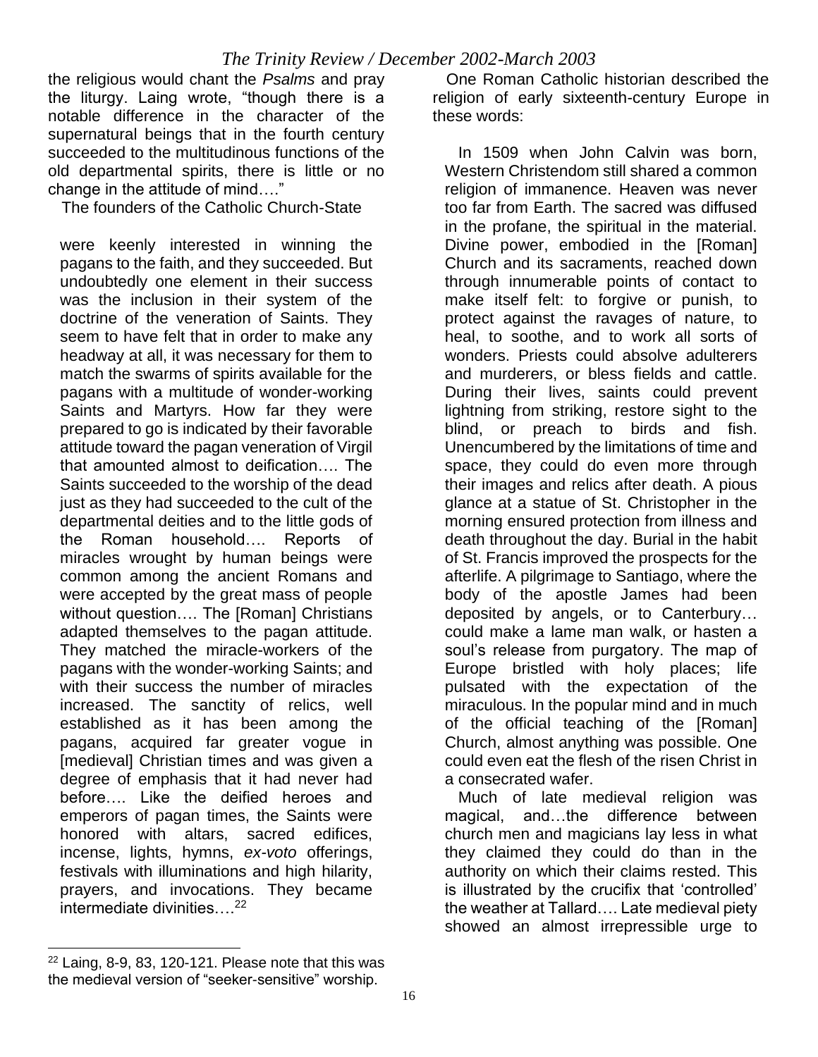the religious would chant the *Psalms* and pray the liturgy. Laing wrote, "though there is a notable difference in the character of the supernatural beings that in the fourth century succeeded to the multitudinous functions of the old departmental spirits, there is little or no change in the attitude of mind…."

The founders of the Catholic Church-State

> were keenly interested in winning the pagans to the faith, and they succeeded. But undoubtedly one element in their success was the inclusion in their system of the doctrine of the veneration of Saints. They seem to have felt that in order to make any headway at all, it was necessary for them to match the swarms of spirits available for the pagans with a multitude of wonder-working Saints and Martyrs. How far they were prepared to go is indicated by their favorable attitude toward the pagan veneration of Virgil that amounted almost to deification…. The Saints succeeded to the worship of the dead just as they had succeeded to the cult of the departmental deities and to the little gods of the Roman household…. Reports of miracles wrought by human beings were common among the ancient Romans and were accepted by the great mass of people without question…. The [Roman] Christians adapted themselves to the pagan attitude. They matched the miracle-workers of the pagans with the wonder-working Saints; and with their success the number of miracles increased. The sanctity of relics, well established as it has been among the pagans, acquired far greater vogue in [medieval] Christian times and was given a degree of emphasis that it had never had before…. Like the deified heroes and emperors of pagan times, the Saints were honored with altars, sacred edifices, incense, lights, hymns, *ex-voto* offerings, festivals with illuminations and high hilarity, prayers, and invocations. They became intermediate divinities….[22]

One Roman Catholic historian described the religion of early sixteenth-century Europe in these words:

> In 1509 when John Calvin was born, Western Christendom still shared a common religion of immanence. Heaven was never too far from Earth. The sacred was diffused in the profane, the spiritual in the material. Divine power, embodied in the [Roman] Church and its sacraments, reached down through innumerable points of contact to make itself felt: to forgive or punish, to protect against the ravages of nature, to heal, to soothe, and to work all sorts of wonders. Priests could absolve adulterers and murderers, or bless fields and cattle. During their lives, saints could prevent lightning from striking, restore sight to the blind, or preach to birds and fish. Unencumbered by the limitations of time and space, they could do even more through their images and relics after death. A pious glance at a statue of St. Christopher in the morning ensured protection from illness and death throughout the day. Burial in the habit of St. Francis improved the prospects for the afterlife. A pilgrimage to Santiago, where the body of the apostle James had been deposited by angels, or to Canterbury… could make a lame man walk, or hasten a soul's release from purgatory. The map of Europe bristled with holy places; life pulsated with the expectation of the miraculous. In the popular mind and in much of the official teaching of the [Roman] Church, almost anything was possible. One could even eat the flesh of the risen Christ in a consecrated wafer.
>
> Much of late medieval religion was magical, and…the difference between church men and magicians lay less in what they claimed they could do than in the authority on which their claims rested. This is illustrated by the crucifix that 'controlled' the weather at Tallard…. Late medieval piety showed an almost irrepressible urge to

---

[22] Laing, 8-9, 83, 120-121. Please note that this was the medieval version of "seeker-sensitive" worship.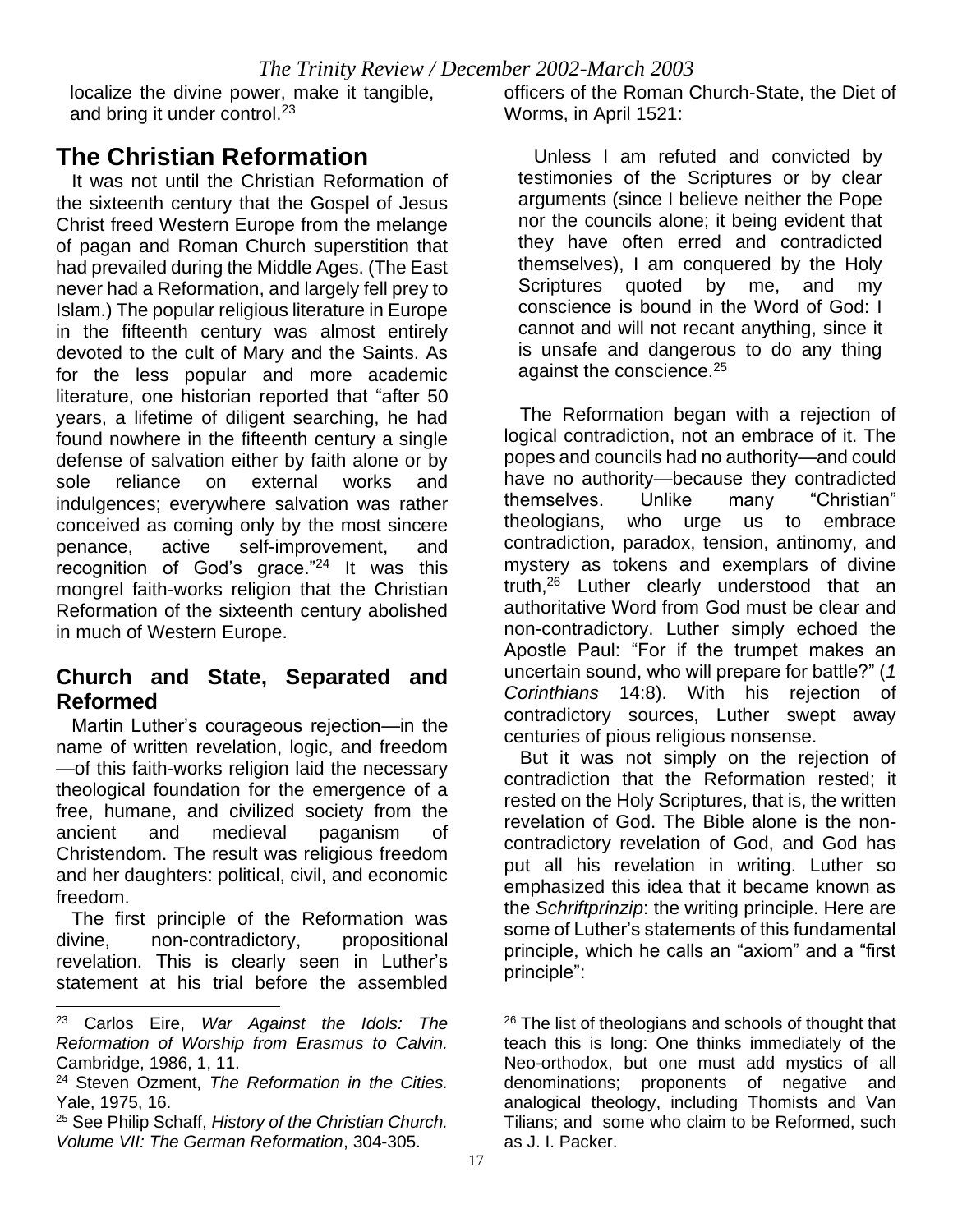localize the divine power, make it tangible, and bring it under control.[23]

## The Christian Reformation

It was not until the Christian Reformation of the sixteenth century that the Gospel of Jesus Christ freed Western Europe from the melange of pagan and Roman Church superstition that had prevailed during the Middle Ages. (The East never had a Reformation, and largely fell prey to Islam.) The popular religious literature in Europe in the fifteenth century was almost entirely devoted to the cult of Mary and the Saints. As for the less popular and more academic literature, one historian reported that "after 50 years, a lifetime of diligent searching, he had found nowhere in the fifteenth century a single defense of salvation either by faith alone or by sole reliance on external works and indulgences; everywhere salvation was rather conceived as coming only by the most sincere penance, active self-improvement, and recognition of God's grace."[24] It was this mongrel faith-works religion that the Christian Reformation of the sixteenth century abolished in much of Western Europe.

### Church and State, Separated and Reformed

Martin Luther's courageous rejection—in the name of written revelation, logic, and freedom—of this faith-works religion laid the necessary theological foundation for the emergence of a free, humane, and civilized society from the ancient and medieval paganism of Christendom. The result was religious freedom and her daughters: political, civil, and economic freedom.

The first principle of the Reformation was divine, non-contradictory, propositional revelation. This is clearly seen in Luther's statement at his trial before the assembled officers of the Roman Church-State, the Diet of Worms, in April 1521:

> Unless I am refuted and convicted by testimonies of the Scriptures or by clear arguments (since I believe neither the Pope nor the councils alone; it being evident that they have often erred and contradicted themselves), I am conquered by the Holy Scriptures quoted by me, and my conscience is bound in the Word of God: I cannot and will not recant anything, since it is unsafe and dangerous to do any thing against the conscience.[25]

The Reformation began with a rejection of logical contradiction, not an embrace of it. The popes and councils had no authority—and could have no authority—because they contradicted themselves. Unlike many "Christian" theologians, who urge us to embrace contradiction, paradox, tension, antinomy, and mystery as tokens and exemplars of divine truth,[26] Luther clearly understood that an authoritative Word from God must be clear and non-contradictory. Luther simply echoed the Apostle Paul: "For if the trumpet makes an uncertain sound, who will prepare for battle?" (*1 Corinthians* 14:8). With his rejection of contradictory sources, Luther swept away centuries of pious religious nonsense.

But it was not simply on the rejection of contradiction that the Reformation rested; it rested on the Holy Scriptures, that is, the written revelation of God. The Bible alone is the non-contradictory revelation of God, and God has put all his revelation in writing. Luther so emphasized this idea that it became known as the *Schriftprinzip*: the writing principle. Here are some of Luther's statements of this fundamental principle, which he calls an "axiom" and a "first principle":

---

[23] Carlos Eire, *War Against the Idols: The Reformation of Worship from Erasmus to Calvin.* Cambridge, 1986, 1, 11.

[24] Steven Ozment, *The Reformation in the Cities.* Yale, 1975, 16.

[25] See Philip Schaff, *History of the Christian Church. Volume VII: The German Reformation*, 304-305.

[26] The list of theologians and schools of thought that teach this is long: One thinks immediately of the Neo-orthodox, but one must add mystics of all denominations; proponents of negative and analogical theology, including Thomists and Van Tilians; and some who claim to be Reformed, such as J. I. Packer.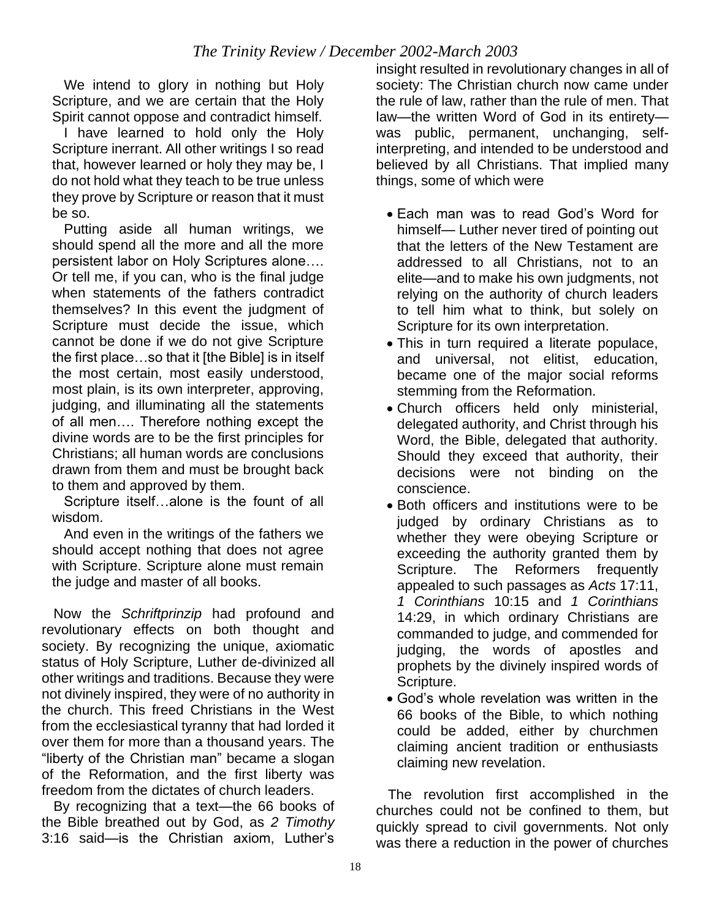We intend to glory in nothing but Holy Scripture, and we are certain that the Holy Spirit cannot oppose and contradict himself.

I have learned to hold only the Holy Scripture inerrant. All other writings I so read that, however learned or holy they may be, I do not hold what they teach to be true unless they prove by Scripture or reason that it must be so.

Putting aside all human writings, we should spend all the more and all the more persistent labor on Holy Scriptures alone…. Or tell me, if you can, who is the final judge when statements of the fathers contradict themselves? In this event the judgment of Scripture must decide the issue, which cannot be done if we do not give Scripture the first place…so that it [the Bible] is in itself the most certain, most easily understood, most plain, is its own interpreter, approving, judging, and illuminating all the statements of all men…. Therefore nothing except the divine words are to be the first principles for Christians; all human words are conclusions drawn from them and must be brought back to them and approved by them.

Scripture itself…alone is the fount of all wisdom.

And even in the writings of the fathers we should accept nothing that does not agree with Scripture. Scripture alone must remain the judge and master of all books.

Now the *Schriftprinzip* had profound and revolutionary effects on both thought and society. By recognizing the unique, axiomatic status of Holy Scripture, Luther de-divinized all other writings and traditions. Because they were not divinely inspired, they were of no authority in the church. This freed Christians in the West from the ecclesiastical tyranny that had lorded it over them for more than a thousand years. The "liberty of the Christian man" became a slogan of the Reformation, and the first liberty was freedom from the dictates of church leaders.

By recognizing that a text—the 66 books of the Bible breathed out by God, as *2 Timothy* 3:16 said—is the Christian axiom, Luther's insight resulted in revolutionary changes in all of society: The Christian church now came under the rule of law, rather than the rule of men. That law—the written Word of God in its entirety—was public, permanent, unchanging, self-interpreting, and intended to be understood and believed by all Christians. That implied many things, some of which were

- Each man was to read God's Word for himself— Luther never tired of pointing out that the letters of the New Testament are addressed to all Christians, not to an elite—and to make his own judgments, not relying on the authority of church leaders to tell him what to think, but solely on Scripture for its own interpretation.
- This in turn required a literate populace, and universal, not elitist, education, became one of the major social reforms stemming from the Reformation.
- Church officers held only ministerial, delegated authority, and Christ through his Word, the Bible, delegated that authority. Should they exceed that authority, their decisions were not binding on the conscience.
- Both officers and institutions were to be judged by ordinary Christians as to whether they were obeying Scripture or exceeding the authority granted them by Scripture. The Reformers frequently appealed to such passages as *Acts* 17:11, *1 Corinthians* 10:15 and *1 Corinthians* 14:29, in which ordinary Christians are commanded to judge, and commended for judging, the words of apostles and prophets by the divinely inspired words of Scripture.
- God's whole revelation was written in the 66 books of the Bible, to which nothing could be added, either by churchmen claiming ancient tradition or enthusiasts claiming new revelation.

The revolution first accomplished in the churches could not be confined to them, but quickly spread to civil governments. Not only was there a reduction in the power of churches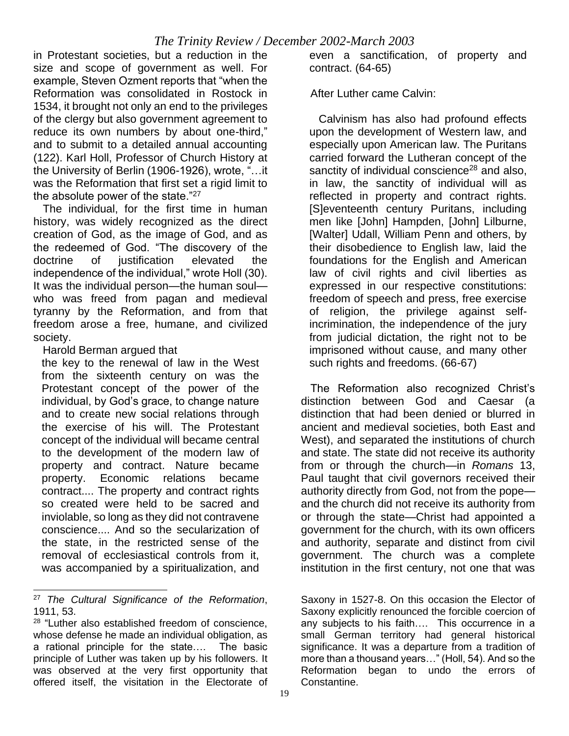in Protestant societies, but a reduction in the size and scope of government as well. For example, Steven Ozment reports that "when the Reformation was consolidated in Rostock in 1534, it brought not only an end to the privileges of the clergy but also government agreement to reduce its own numbers by about one-third," and to submit to a detailed annual accounting (122). Karl Holl, Professor of Church History at the University of Berlin (1906-1926), wrote, "…it was the Reformation that first set a rigid limit to the absolute power of the state."[27]

The individual, for the first time in human history, was widely recognized as the direct creation of God, as the image of God, and as the redeemed of God. "The discovery of the doctrine of justification elevated the independence of the individual," wrote Holl (30). It was the individual person—the human soul—who was freed from pagan and medieval tyranny by the Reformation, and from that freedom arose a free, humane, and civilized society.

Harold Berman argued that

> the key to the renewal of law in the West from the sixteenth century on was the Protestant concept of the power of the individual, by God's grace, to change nature and to create new social relations through the exercise of his will. The Protestant concept of the individual will became central to the development of the modern law of property and contract. Nature became property. Economic relations became contract.... The property and contract rights so created were held to be sacred and inviolable, so long as they did not contravene conscience.... And so the secularization of the state, in the restricted sense of the removal of ecclesiastical controls from it, was accompanied by a spiritualization, and even a sanctification, of property and contract. (64-65)

After Luther came Calvin:

> Calvinism has also had profound effects upon the development of Western law, and especially upon American law. The Puritans carried forward the Lutheran concept of the sanctity of individual conscience[28] and also, in law, the sanctity of individual will as reflected in property and contract rights. [S]eventeenth century Puritans, including men like [John] Hampden, [John] Lilburne, [Walter] Udall, William Penn and others, by their disobedience to English law, laid the foundations for the English and American law of civil rights and civil liberties as expressed in our respective constitutions: freedom of speech and press, free exercise of religion, the privilege against self-incrimination, the independence of the jury from judicial dictation, the right not to be imprisoned without cause, and many other such rights and freedoms. (66-67)

The Reformation also recognized Christ's distinction between God and Caesar (a distinction that had been denied or blurred in ancient and medieval societies, both East and West), and separated the institutions of church and state. The state did not receive its authority from or through the church—in *Romans* 13, Paul taught that civil governors received their authority directly from God, not from the pope—and the church did not receive its authority from or through the state—Christ had appointed a government for the church, with its own officers and authority, separate and distinct from civil government. The church was a complete institution in the first century, not one that was

---

[27] *The Cultural Significance of the Reformation*, 1911, 53.

[28] "Luther also established freedom of conscience, whose defense he made an individual obligation, as a rational principle for the state…. The basic principle of Luther was taken up by his followers. It was observed at the very first opportunity that offered itself, the visitation in the Electorate of Saxony in 1527-8. On this occasion the Elector of Saxony explicitly renounced the forcible coercion of any subjects to his faith…. This occurrence in a small German territory had general historical significance. It was a departure from a tradition of more than a thousand years…" (Holl, 54). And so the Reformation began to undo the errors of Constantine.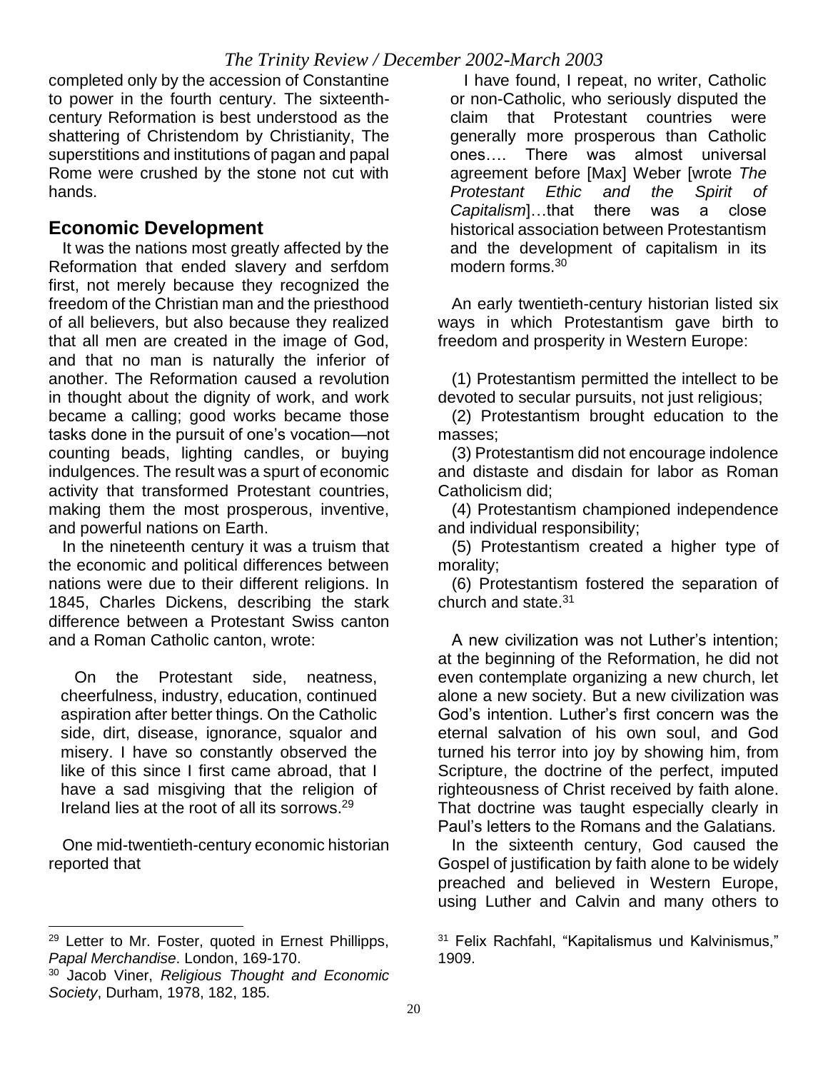completed only by the accession of Constantine to power in the fourth century. The sixteenth-century Reformation is best understood as the shattering of Christendom by Christianity, The superstitions and institutions of pagan and papal Rome were crushed by the stone not cut with hands.

## Economic Development

It was the nations most greatly affected by the Reformation that ended slavery and serfdom first, not merely because they recognized the freedom of the Christian man and the priesthood of all believers, but also because they realized that all men are created in the image of God, and that no man is naturally the inferior of another. The Reformation caused a revolution in thought about the dignity of work, and work became a calling; good works became those tasks done in the pursuit of one's vocation—not counting beads, lighting candles, or buying indulgences. The result was a spurt of economic activity that transformed Protestant countries, making them the most prosperous, inventive, and powerful nations on Earth.

In the nineteenth century it was a truism that the economic and political differences between nations were due to their different religions. In 1845, Charles Dickens, describing the stark difference between a Protestant Swiss canton and a Roman Catholic canton, wrote:

> On the Protestant side, neatness, cheerfulness, industry, education, continued aspiration after better things. On the Catholic side, dirt, disease, ignorance, squalor and misery. I have so constantly observed the like of this since I first came abroad, that I have a sad misgiving that the religion of Ireland lies at the root of all its sorrows.[29]

One mid-twentieth-century economic historian reported that

> I have found, I repeat, no writer, Catholic or non-Catholic, who seriously disputed the claim that Protestant countries were generally more prosperous than Catholic ones…. There was almost universal agreement before [Max] Weber [wrote *The Protestant Ethic and the Spirit of Capitalism*]…that there was a close historical association between Protestantism and the development of capitalism in its modern forms.[30]

An early twentieth-century historian listed six ways in which Protestantism gave birth to freedom and prosperity in Western Europe:

(1) Protestantism permitted the intellect to be devoted to secular pursuits, not just religious;

(2) Protestantism brought education to the masses;

(3) Protestantism did not encourage indolence and distaste and disdain for labor as Roman Catholicism did;

(4) Protestantism championed independence and individual responsibility;

(5) Protestantism created a higher type of morality;

(6) Protestantism fostered the separation of church and state.[31]

A new civilization was not Luther's intention; at the beginning of the Reformation, he did not even contemplate organizing a new church, let alone a new society. But a new civilization was God's intention. Luther's first concern was the eternal salvation of his own soul, and God turned his terror into joy by showing him, from Scripture, the doctrine of the perfect, imputed righteousness of Christ received by faith alone. That doctrine was taught especially clearly in Paul's letters to the Romans and the Galatians.

In the sixteenth century, God caused the Gospel of justification by faith alone to be widely preached and believed in Western Europe, using Luther and Calvin and many others to

---

[29] Letter to Mr. Foster, quoted in Ernest Phillipps, *Papal Merchandise*. London, 169-170.

[30] Jacob Viner, *Religious Thought and Economic Society*, Durham, 1978, 182, 185.

[31] Felix Rachfahl, "Kapitalismus und Kalvinismus," 1909.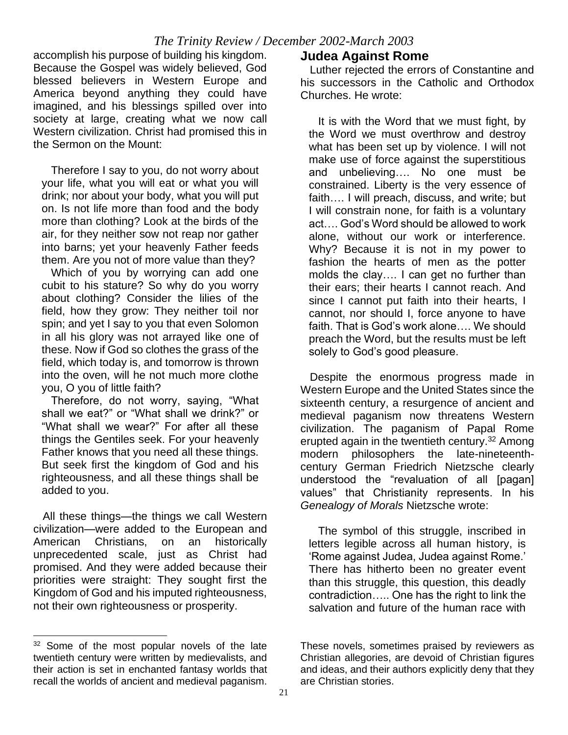accomplish his purpose of building his kingdom. Because the Gospel was widely believed, God blessed believers in Western Europe and America beyond anything they could have imagined, and his blessings spilled over into society at large, creating what we now call Western civilization. Christ had promised this in the Sermon on the Mount:

> Therefore I say to you, do not worry about your life, what you will eat or what you will drink; nor about your body, what you will put on. Is not life more than food and the body more than clothing? Look at the birds of the air, for they neither sow not reap nor gather into barns; yet your heavenly Father feeds them. Are you not of more value than they?
>
> Which of you by worrying can add one cubit to his stature? So why do you worry about clothing? Consider the lilies of the field, how they grow: They neither toil nor spin; and yet I say to you that even Solomon in all his glory was not arrayed like one of these. Now if God so clothes the grass of the field, which today is, and tomorrow is thrown into the oven, will he not much more clothe you, O you of little faith?
>
> Therefore, do not worry, saying, "What shall we eat?" or "What shall we drink?" or "What shall we wear?" For after all these things the Gentiles seek. For your heavenly Father knows that you need all these things. But seek first the kingdom of God and his righteousness, and all these things shall be added to you.

All these things—the things we call Western civilization—were added to the European and American Christians, on an historically unprecedented scale, just as Christ had promised. And they were added because their priorities were straight: They sought first the Kingdom of God and his imputed righteousness, not their own righteousness or prosperity.

## Judea Against Rome

Luther rejected the errors of Constantine and his successors in the Catholic and Orthodox Churches. He wrote:

> It is with the Word that we must fight, by the Word we must overthrow and destroy what has been set up by violence. I will not make use of force against the superstitious and unbelieving…. No one must be constrained. Liberty is the very essence of faith…. I will preach, discuss, and write; but I will constrain none, for faith is a voluntary act…. God's Word should be allowed to work alone, without our work or interference. Why? Because it is not in my power to fashion the hearts of men as the potter molds the clay…. I can get no further than their ears; their hearts I cannot reach. And since I cannot put faith into their hearts, I cannot, nor should I, force anyone to have faith. That is God's work alone…. We should preach the Word, but the results must be left solely to God's good pleasure.

Despite the enormous progress made in Western Europe and the United States since the sixteenth century, a resurgence of ancient and medieval paganism now threatens Western civilization. The paganism of Papal Rome erupted again in the twentieth century.[32] Among modern philosophers the late-nineteenth-century German Friedrich Nietzsche clearly understood the "revaluation of all [pagan] values" that Christianity represents. In his *Genealogy of Morals* Nietzsche wrote:

> The symbol of this struggle, inscribed in letters legible across all human history, is 'Rome against Judea, Judea against Rome.' There has hitherto been no greater event than this struggle, this question, this deadly contradiction….. One has the right to link the salvation and future of the human race with

---

[32] Some of the most popular novels of the late twentieth century were written by medievalists, and their action is set in enchanted fantasy worlds that recall the worlds of ancient and medieval paganism. These novels, sometimes praised by reviewers as Christian allegories, are devoid of Christian figures and ideas, and their authors explicitly deny that they are Christian stories.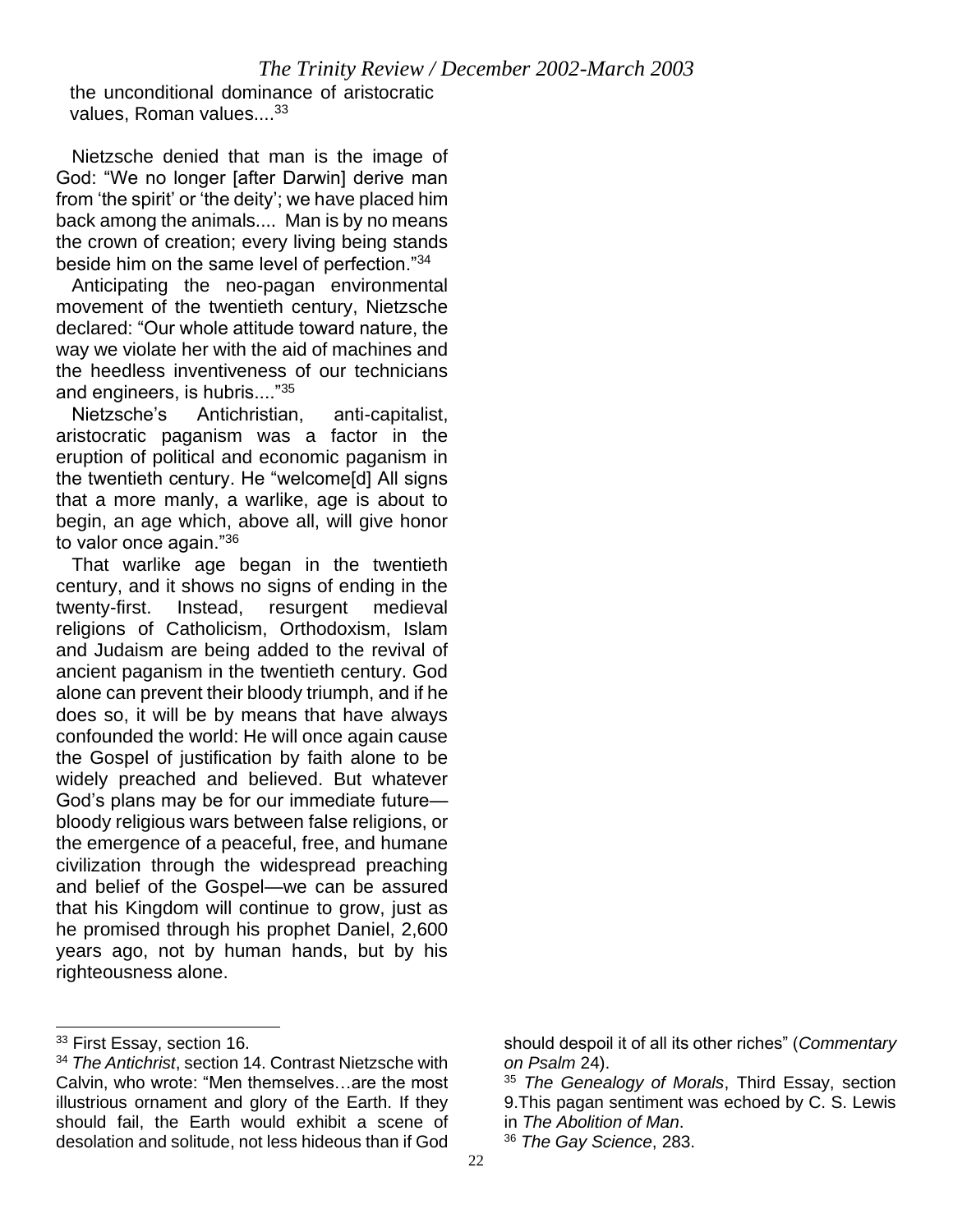the unconditional dominance of aristocratic values, Roman values....[33]

Nietzsche denied that man is the image of God: "We no longer [after Darwin] derive man from 'the spirit' or 'the deity'; we have placed him back among the animals.... Man is by no means the crown of creation; every living being stands beside him on the same level of perfection."[34]

Anticipating the neo-pagan environmental movement of the twentieth century, Nietzsche declared: "Our whole attitude toward nature, the way we violate her with the aid of machines and the heedless inventiveness of our technicians and engineers, is hubris...."[35]

Nietzsche's Antichristian, anti-capitalist, aristocratic paganism was a factor in the eruption of political and economic paganism in the twentieth century. He "welcome[d] All signs that a more manly, a warlike, age is about to begin, an age which, above all, will give honor to valor once again."[36]

That warlike age began in the twentieth century, and it shows no signs of ending in the twenty-first. Instead, resurgent medieval religions of Catholicism, Orthodoxism, Islam and Judaism are being added to the revival of ancient paganism in the twentieth century. God alone can prevent their bloody triumph, and if he does so, it will be by means that have always confounded the world: He will once again cause the Gospel of justification by faith alone to be widely preached and believed. But whatever God's plans may be for our immediate future—bloody religious wars between false religions, or the emergence of a peaceful, free, and humane civilization through the widespread preaching and belief of the Gospel—we can be assured that his Kingdom will continue to grow, just as he promised through his prophet Daniel, 2,600 years ago, not by human hands, but by his righteousness alone.

---

[33] First Essay, section 16.

[34] *The Antichrist*, section 14. Contrast Nietzsche with Calvin, who wrote: "Men themselves…are the most illustrious ornament and glory of the Earth. If they should fail, the Earth would exhibit a scene of desolation and solitude, not less hideous than if God should despoil it of all its other riches" (*Commentary on Psalm* 24).

[35] *The Genealogy of Morals*, Third Essay, section 9.This pagan sentiment was echoed by C. S. Lewis in *The Abolition of Man*.

[36] *The Gay Science*, 283.